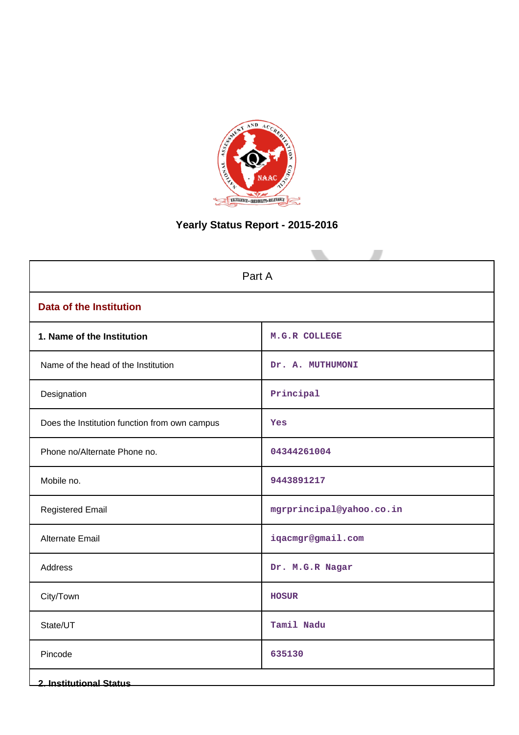# Yearly Status Report - 2015-2016

| Part A | |
|---|---|
| **Data of the Institution** | |
| **1. Name of the Institution** | M.G.R COLLEGE |
| Name of the head of the Institution | Dr. A. MUTHUMONI |
| Designation | Principal |
| Does the Institution function from own campus | Yes |
| Phone no/Alternate Phone no. | 04344261004 |
| Mobile no. | 9443891217 |
| Registered Email | mgrprincipal@yahoo.co.in |
| Alternate Email | iqacmgr@gmail.com |
| Address | Dr. M.G.R Nagar |
| City/Town | HOSUR |
| State/UT | Tamil Nadu |
| Pincode | 635130 |

**2. Institutional Status**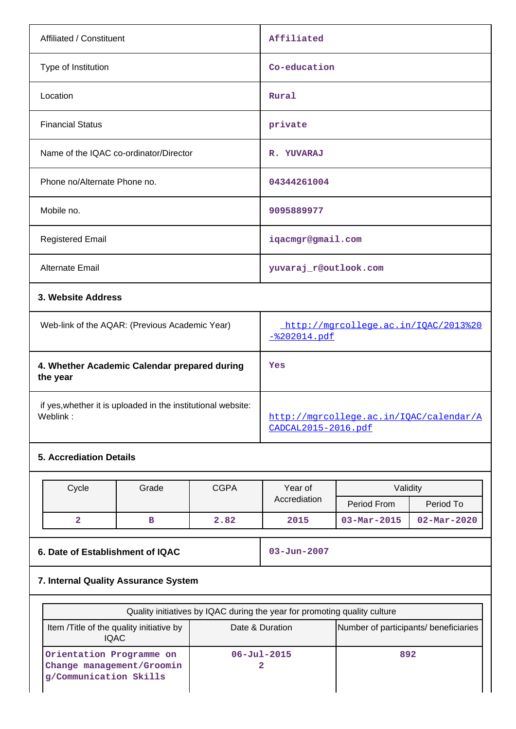| | |
|---|---|
| Affiliated / Constituent | Affiliated |
| Type of Institution | Co-education |
| Location | Rural |
| Financial Status | private |
| Name of the IQAC co-ordinator/Director | R. YUVARAJ |
| Phone no/Alternate Phone no. | 04344261004 |
| Mobile no. | 9095889977 |
| Registered Email | iqacmgr@gmail.com |
| Alternate Email | yuvaraj_r@outlook.com |

**3. Website Address**

| | |
|---|---|
| Web-link of the AQAR: (Previous Academic Year) | http://mgrcollege.ac.in/IQAC/2013%20-%202014.pdf |

| | |
|---|---|
| **4. Whether Academic Calendar prepared during the year** | Yes |
| if yes,whether it is uploaded in the institutional website: Weblink : | http://mgrcollege.ac.in/IQAC/calendar/ACADCAL2015-2016.pdf |

**5. Accrediation Details**

| Cycle | Grade | CGPA | Year of Accrediation | Validity | |
|---|---|---|---|---|---|
| | | | | Period From | Period To |
| 2 | B | 2.82 | 2015 | 03-Mar-2015 | 02-Mar-2020 |

| | |
|---|---|
| **6. Date of Establishment of IQAC** | 03-Jun-2007 |

**7. Internal Quality Assurance System**

| Quality initiatives by IQAC during the year for promoting quality culture | | |
|---|---|---|
| Item /Title of the quality initiative by IQAC | Date & Duration | Number of participants/ beneficiaries |
| Orientation Programme on Change management/Grooming/Communication Skills | 06-Jul-2015<br>2 | 892 |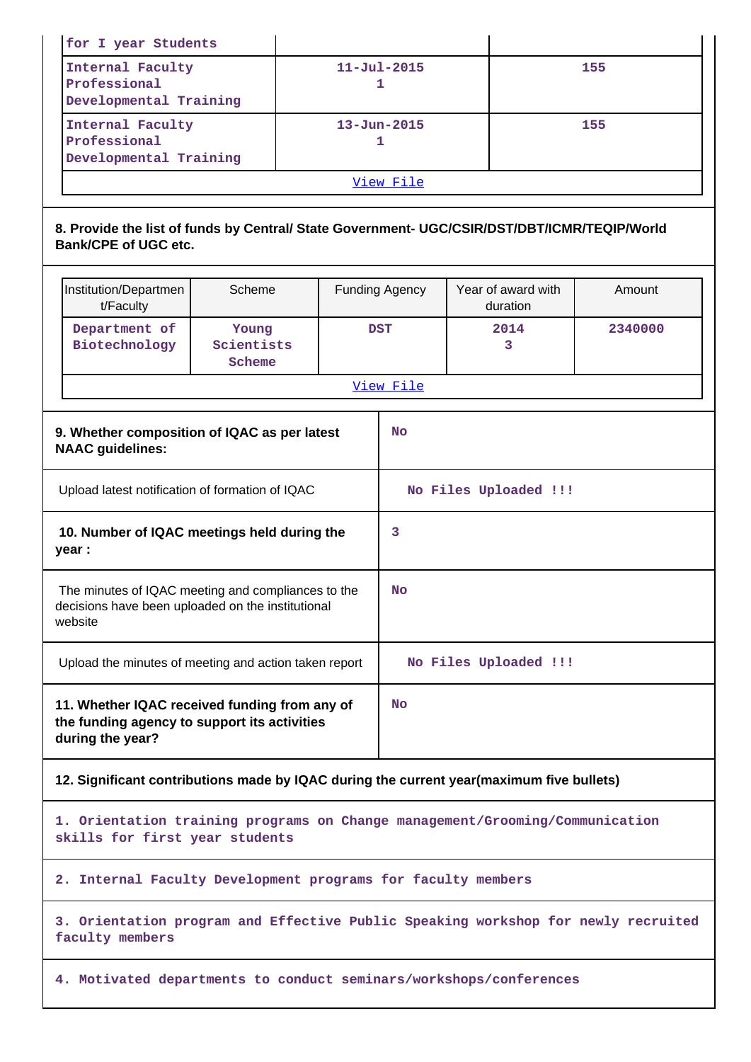| | | |
|---|---|---|
| for I year Students | | |
| Internal Faculty Professional Developmental Training | 11-Jul-2015 1 | 155 |
| Internal Faculty Professional Developmental Training | 13-Jun-2015 1 | 155 |

View File

**8. Provide the list of funds by Central/ State Government- UGC/CSIR/DST/DBT/ICMR/TEQIP/World Bank/CPE of UGC etc.**

| Institution/Department/Faculty | Scheme | Funding Agency | Year of award with duration | Amount |
|---|---|---|---|---|
| Department of Biotechnology | Young Scientists Scheme | DST | 2014 3 | 2340000 |

View File

| | |
|---|---|
| **9. Whether composition of IQAC as per latest NAAC guidelines:** | No |
| Upload latest notification of formation of IQAC | No Files Uploaded !!! |
| **10. Number of IQAC meetings held during the year :** | 3 |
| The minutes of IQAC meeting and compliances to the decisions have been uploaded on the institutional website | No |
| Upload the minutes of meeting and action taken report | No Files Uploaded !!! |
| **11. Whether IQAC received funding from any of the funding agency to support its activities during the year?** | No |

**12. Significant contributions made by IQAC during the current year(maximum five bullets)**

1. Orientation training programs on Change management/Grooming/Communication skills for first year students

2. Internal Faculty Development programs for faculty members

3. Orientation program and Effective Public Speaking workshop for newly recruited faculty members

4. Motivated departments to conduct seminars/workshops/conferences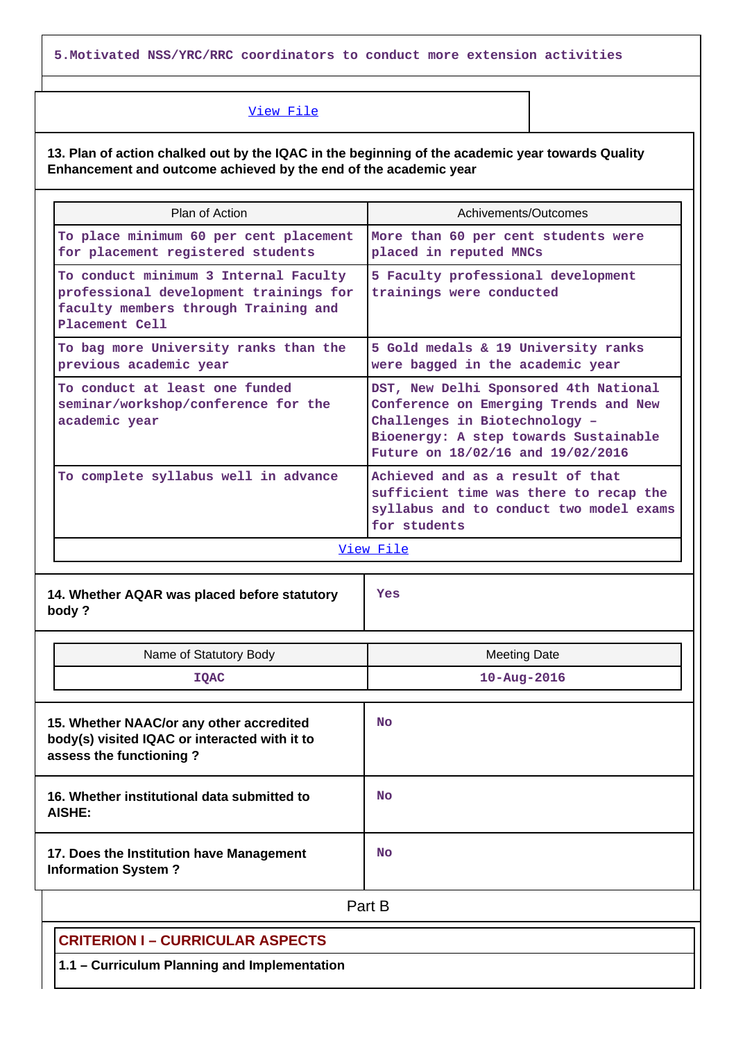5.Motivated NSS/YRC/RRC coordinators to conduct more extension activities

View File

**13. Plan of action chalked out by the IQAC in the beginning of the academic year towards Quality Enhancement and outcome achieved by the end of the academic year**

| Plan of Action | Achivements/Outcomes |
|---|---|
| To place minimum 60 per cent placement for placement registered students | More than 60 per cent students were placed in reputed MNCs |
| To conduct minimum 3 Internal Faculty professional development trainings for faculty members through Training and Placement Cell | 5 Faculty professional development trainings were conducted |
| To bag more University ranks than the previous academic year | 5 Gold medals & 19 University ranks were bagged in the academic year |
| To conduct at least one funded seminar/workshop/conference for the academic year | DST, New Delhi Sponsored 4th National Conference on Emerging Trends and New Challenges in Biotechnology – Bioenergy: A step towards Sustainable Future on 18/02/16 and 19/02/2016 |
| To complete syllabus well in advance | Achieved and as a result of that sufficient time was there to recap the syllabus and to conduct two model exams for students |

View File

| **14. Whether AQAR was placed before statutory body ?** | Yes |
|---|---|

| Name of Statutory Body | Meeting Date |
|---|---|
| IQAC | 10-Aug-2016 |

| **15. Whether NAAC/or any other accredited body(s) visited IQAC or interacted with it to assess the functioning ?** | No |
|---|---|
| **16. Whether institutional data submitted to AISHE:** | No |
| **17. Does the Institution have Management Information System ?** | No |

## Part B

### CRITERION I – CURRICULAR ASPECTS

**1.1 – Curriculum Planning and Implementation**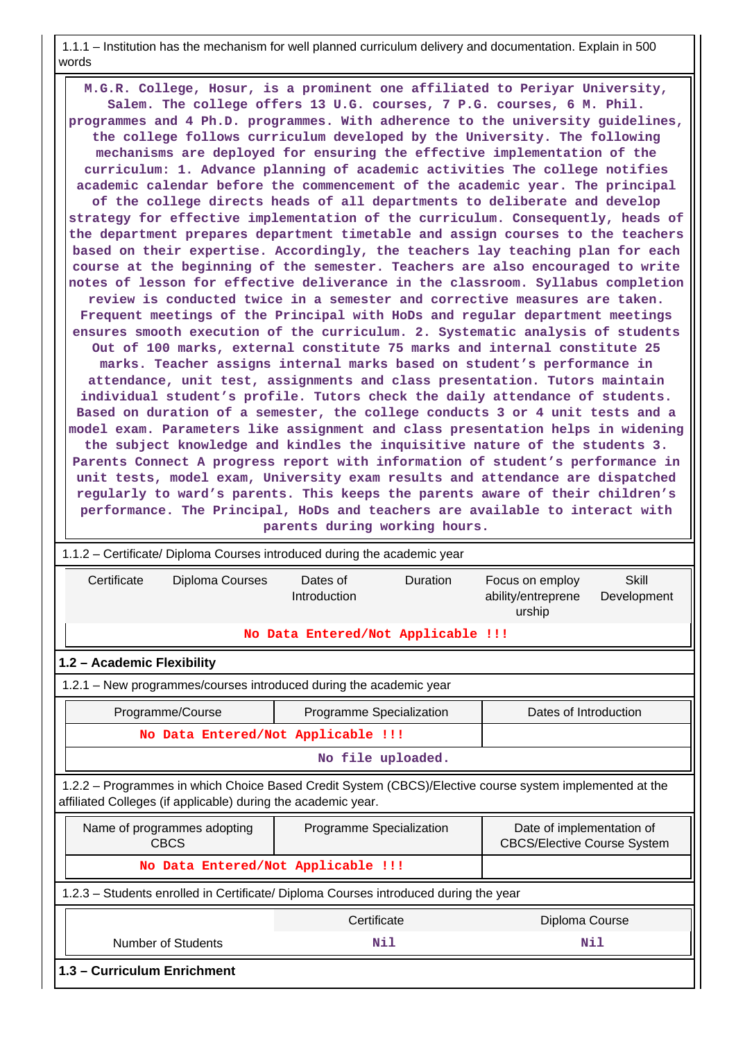1.1.1 – Institution has the mechanism for well planned curriculum delivery and documentation. Explain in 500 words

M.G.R. College, Hosur, is a prominent one affiliated to Periyar University, Salem. The college offers 13 U.G. courses, 7 P.G. courses, 6 M. Phil. programmes and 4 Ph.D. programmes. With adherence to the university guidelines, the college follows curriculum developed by the University. The following mechanisms are deployed for ensuring the effective implementation of the curriculum: 1. Advance planning of academic activities The college notifies academic calendar before the commencement of the academic year. The principal of the college directs heads of all departments to deliberate and develop strategy for effective implementation of the curriculum. Consequently, heads of the department prepares department timetable and assign courses to the teachers based on their expertise. Accordingly, the teachers lay teaching plan for each course at the beginning of the semester. Teachers are also encouraged to write notes of lesson for effective deliverance in the classroom. Syllabus completion review is conducted twice in a semester and corrective measures are taken. Frequent meetings of the Principal with HoDs and regular department meetings ensures smooth execution of the curriculum. 2. Systematic analysis of students Out of 100 marks, external constitute 75 marks and internal constitute 25 marks. Teacher assigns internal marks based on student's performance in attendance, unit test, assignments and class presentation. Tutors maintain individual student's profile. Tutors check the daily attendance of students. Based on duration of a semester, the college conducts 3 or 4 unit tests and a model exam. Parameters like assignment and class presentation helps in widening the subject knowledge and kindles the inquisitive nature of the students 3. Parents Connect A progress report with information of student's performance in unit tests, model exam, University exam results and attendance are dispatched regularly to ward's parents. This keeps the parents aware of their children's performance. The Principal, HoDs and teachers are available to interact with parents during working hours.

1.1.2 – Certificate/ Diploma Courses introduced during the academic year

| Certificate | Diploma Courses | Dates of Introduction | Duration | Focus on employ ability/entreprene urship | Skill Development |
|---|---|---|---|---|---|
| No Data Entered/Not Applicable !!! | | | | | |

## 1.2 – Academic Flexibility

1.2.1 – New programmes/courses introduced during the academic year

| Programme/Course | Programme Specialization | Dates of Introduction |
|---|---|---|
| No Data Entered/Not Applicable !!! | | |
| No file uploaded. | | |

1.2.2 – Programmes in which Choice Based Credit System (CBCS)/Elective course system implemented at the affiliated Colleges (if applicable) during the academic year.

| Name of programmes adopting CBCS | Programme Specialization | Date of implementation of CBCS/Elective Course System |
|---|---|---|
| No Data Entered/Not Applicable !!! | | |

1.2.3 – Students enrolled in Certificate/ Diploma Courses introduced during the year

| | Certificate | Diploma Course |
|---|---|---|
| Number of Students | Nil | Nil |

## 1.3 – Curriculum Enrichment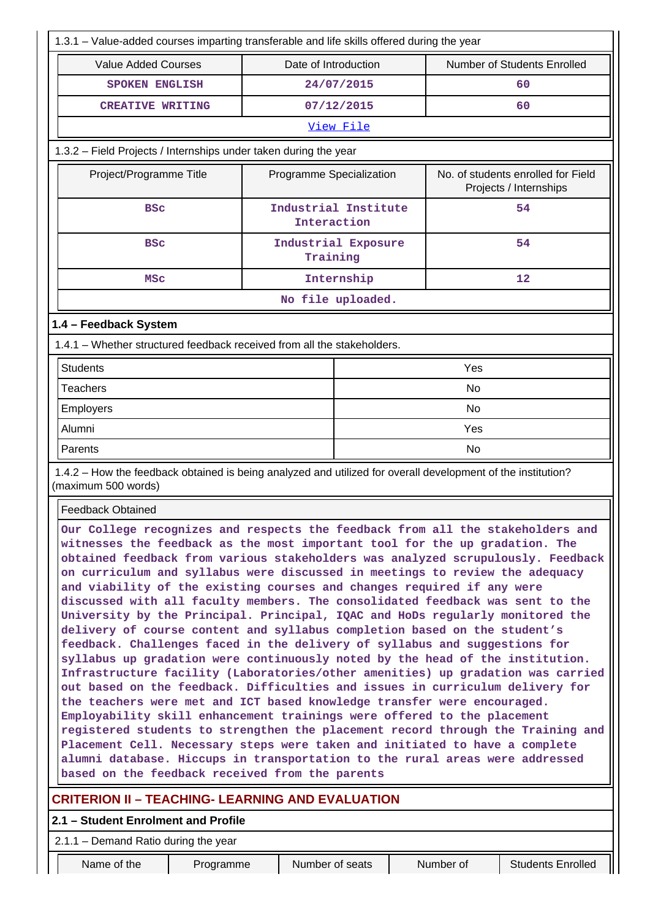1.3.1 – Value-added courses imparting transferable and life skills offered during the year

| Value Added Courses | Date of Introduction | Number of Students Enrolled |
|---|---|---|
| SPOKEN ENGLISH | 24/07/2015 | 60 |
| CREATIVE WRITING | 07/12/2015 | 60 |
| View File | | |

1.3.2 – Field Projects / Internships under taken during the year

| Project/Programme Title | Programme Specialization | No. of students enrolled for Field Projects / Internships |
|---|---|---|
| BSc | Industrial Institute Interaction | 54 |
| BSc | Industrial Exposure Training | 54 |
| MSc | Internship | 12 |
| No file uploaded. | | |

### 1.4 – Feedback System

1.4.1 – Whether structured feedback received from all the stakeholders.

| | |
|---|---|
| Students | Yes |
| Teachers | No |
| Employers | No |
| Alumni | Yes |
| Parents | No |

1.4.2 – How the feedback obtained is being analyzed and utilized for overall development of the institution? (maximum 500 words)

| Feedback Obtained |
|---|
| Our College recognizes and respects the feedback from all the stakeholders and witnesses the feedback as the most important tool for the up gradation. The obtained feedback from various stakeholders was analyzed scrupulously. Feedback on curriculum and syllabus were discussed in meetings to review the adequacy and viability of the existing courses and changes required if any were discussed with all faculty members. The consolidated feedback was sent to the University by the Principal. Principal, IQAC and HoDs regularly monitored the delivery of course content and syllabus completion based on the student's feedback. Challenges faced in the delivery of syllabus and suggestions for syllabus up gradation were continuously noted by the head of the institution. Infrastructure facility (Laboratories/other amenities) up gradation was carried out based on the feedback. Difficulties and issues in curriculum delivery for the teachers were met and ICT based knowledge transfer were encouraged. Employability skill enhancement trainings were offered to the placement registered students to strengthen the placement record through the Training and Placement Cell. Necessary steps were taken and initiated to have a complete alumni database. Hiccups in transportation to the rural areas were addressed based on the feedback received from the parents |

## CRITERION II – TEACHING- LEARNING AND EVALUATION

### 2.1 – Student Enrolment and Profile

2.1.1 – Demand Ratio during the year

| Name of the | Programme | Number of seats | Number of | Students Enrolled |
|---|---|---|---|---|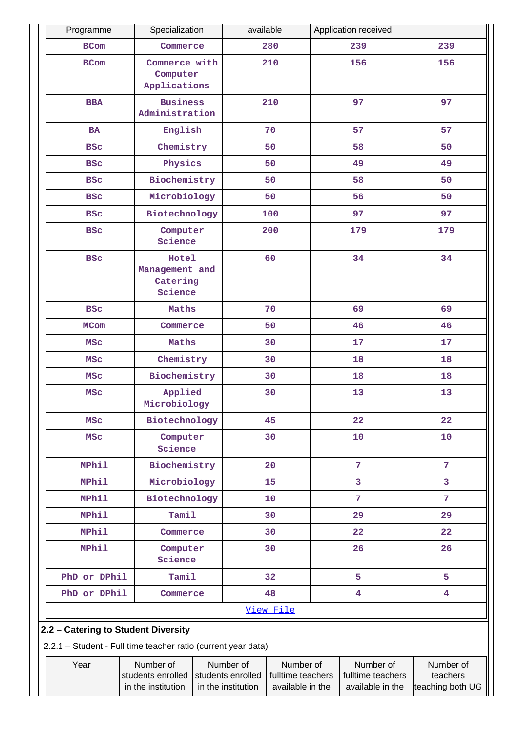| Programme | Specialization | available | Application received | |
|---|---|---|---|---|
| BCom | Commerce | 280 | 239 | 239 |
| BCom | Commerce with Computer Applications | 210 | 156 | 156 |
| BBA | Business Administration | 210 | 97 | 97 |
| BA | English | 70 | 57 | 57 |
| BSc | Chemistry | 50 | 58 | 50 |
| BSc | Physics | 50 | 49 | 49 |
| BSc | Biochemistry | 50 | 58 | 50 |
| BSc | Microbiology | 50 | 56 | 50 |
| BSc | Biotechnology | 100 | 97 | 97 |
| BSc | Computer Science | 200 | 179 | 179 |
| BSc | Hotel Management and Catering Science | 60 | 34 | 34 |
| BSc | Maths | 70 | 69 | 69 |
| MCom | Commerce | 50 | 46 | 46 |
| MSc | Maths | 30 | 17 | 17 |
| MSc | Chemistry | 30 | 18 | 18 |
| MSc | Biochemistry | 30 | 18 | 18 |
| MSc | Applied Microbiology | 30 | 13 | 13 |
| MSc | Biotechnology | 45 | 22 | 22 |
| MSc | Computer Science | 30 | 10 | 10 |
| MPhil | Biochemistry | 20 | 7 | 7 |
| MPhil | Microbiology | 15 | 3 | 3 |
| MPhil | Biotechnology | 10 | 7 | 7 |
| MPhil | Tamil | 30 | 29 | 29 |
| MPhil | Commerce | 30 | 22 | 22 |
| MPhil | Computer Science | 30 | 26 | 26 |
| PhD or DPhil | Tamil | 32 | 5 | 5 |
| PhD or DPhil | Commerce | 48 | 4 | 4 |

View File

**2.2 – Catering to Student Diversity**

2.2.1 – Student - Full time teacher ratio (current year data)

| Year | Number of students enrolled in the institution | Number of students enrolled in the institution | Number of fulltime teachers available in the | Number of fulltime teachers available in the | Number of teachers teaching both UG |
|---|---|---|---|---|---|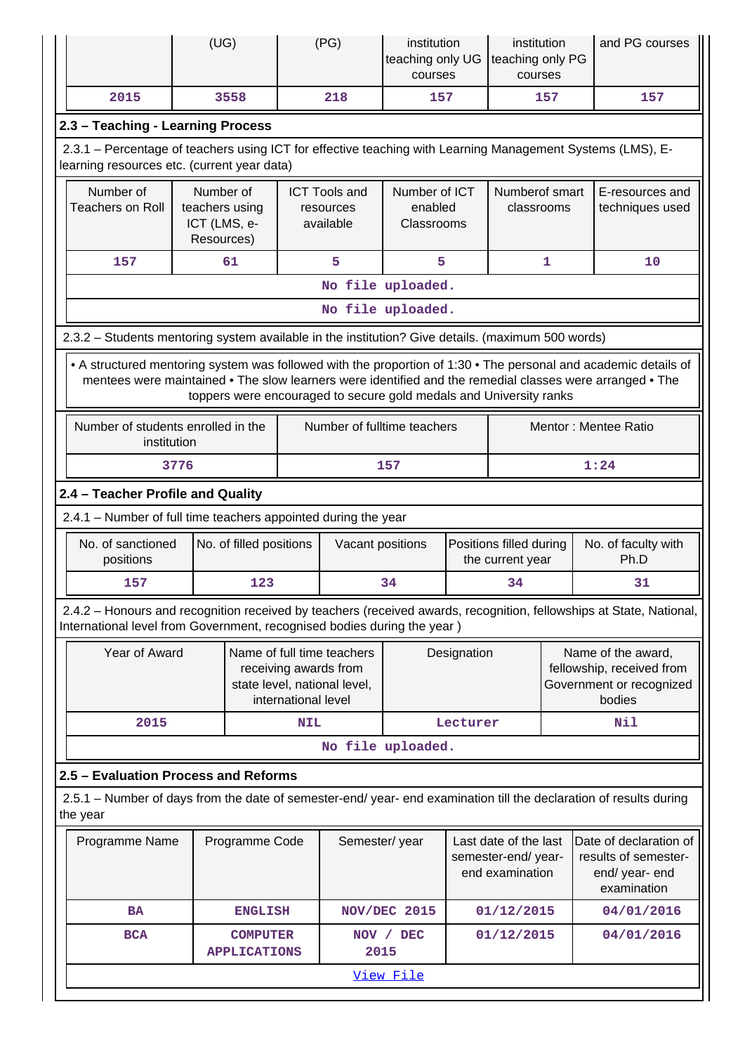| | (UG) | (PG) | institution teaching only UG courses | institution teaching only PG courses | and PG courses |
|---|---|---|---|---|---|
| 2015 | 3558 | 218 | 157 | 157 | 157 |

### 2.3 – Teaching - Learning Process

2.3.1 – Percentage of teachers using ICT for effective teaching with Learning Management Systems (LMS), E-learning resources etc. (current year data)

| Number of Teachers on Roll | Number of teachers using ICT (LMS, e-Resources) | ICT Tools and resources available | Number of ICT enabled Classrooms | Numberof smart classrooms | E-resources and techniques used |
|---|---|---|---|---|---|
| 157 | 61 | 5 | 5 | 1 | 10 |
| No file uploaded. | | | | | |
| No file uploaded. | | | | | |

2.3.2 – Students mentoring system available in the institution? Give details. (maximum 500 words)

• A structured mentoring system was followed with the proportion of 1:30 • The personal and academic details of mentees were maintained • The slow learners were identified and the remedial classes were arranged • The toppers were encouraged to secure gold medals and University ranks

| Number of students enrolled in the institution | Number of fulltime teachers | Mentor : Mentee Ratio |
|---|---|---|
| 3776 | 157 | 1:24 |

### 2.4 – Teacher Profile and Quality

2.4.1 – Number of full time teachers appointed during the year

| No. of sanctioned positions | No. of filled positions | Vacant positions | Positions filled during the current year | No. of faculty with Ph.D |
|---|---|---|---|---|
| 157 | 123 | 34 | 34 | 31 |

2.4.2 – Honours and recognition received by teachers (received awards, recognition, fellowships at State, National, International level from Government, recognised bodies during the year )

| Year of Award | Name of full time teachers receiving awards from state level, national level, international level | Designation | Name of the award, fellowship, received from Government or recognized bodies |
|---|---|---|---|
| 2015 | NIL | Lecturer | Nil |
| No file uploaded. | | | |

### 2.5 – Evaluation Process and Reforms

2.5.1 – Number of days from the date of semester-end/ year- end examination till the declaration of results during the year

| Programme Name | Programme Code | Semester/ year | Last date of the last semester-end/ year- end examination | Date of declaration of results of semester-end/ year- end examination |
|---|---|---|---|---|
| BA | ENGLISH | NOV/DEC 2015 | 01/12/2015 | 04/01/2016 |
| BCA | COMPUTER APPLICATIONS | NOV / DEC 2015 | 01/12/2015 | 04/01/2016 |
| View File | | | | |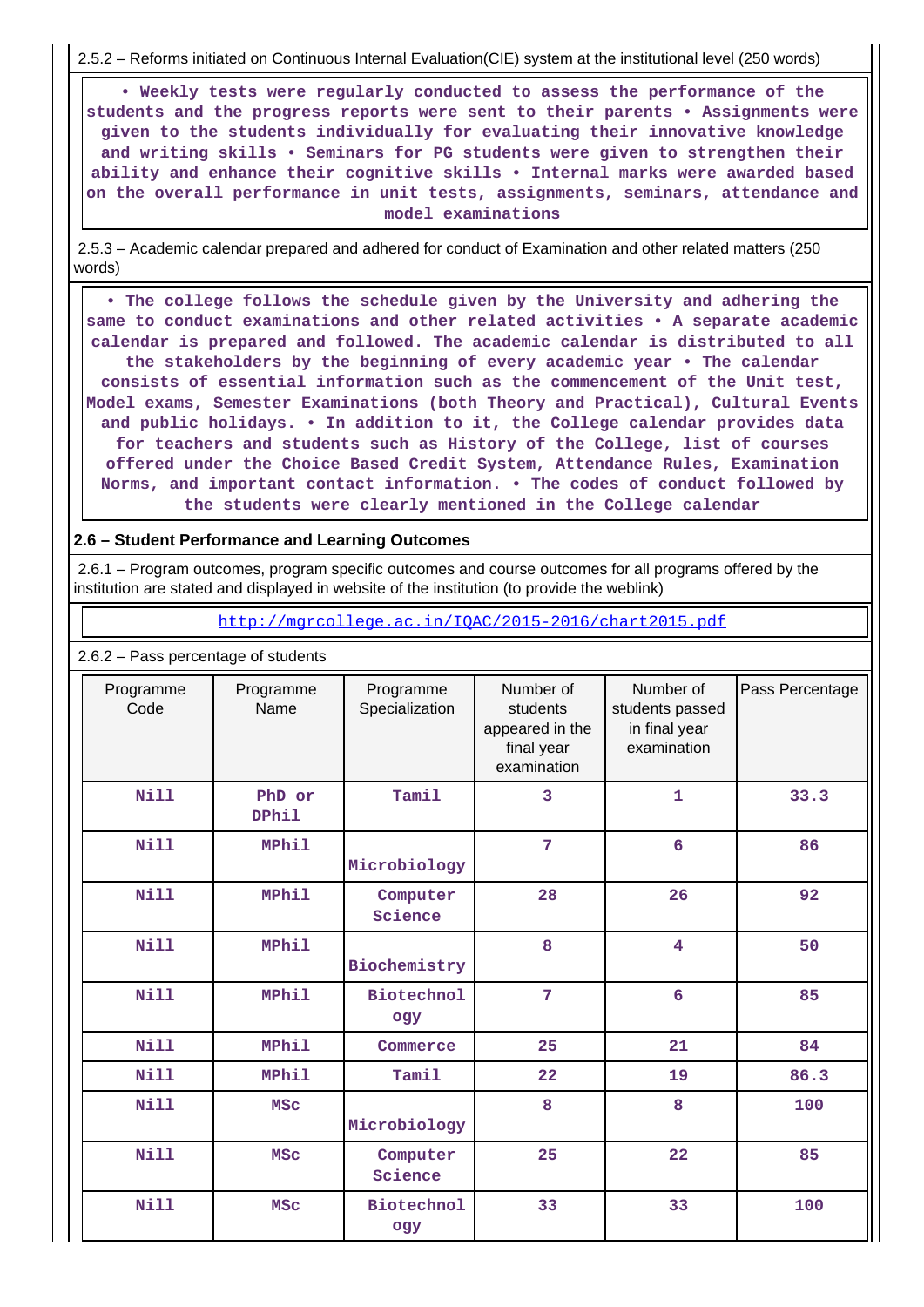2.5.2 – Reforms initiated on Continuous Internal Evaluation(CIE) system at the institutional level (250 words)

• Weekly tests were regularly conducted to assess the performance of the students and the progress reports were sent to their parents • Assignments were given to the students individually for evaluating their innovative knowledge and writing skills • Seminars for PG students were given to strengthen their ability and enhance their cognitive skills • Internal marks were awarded based on the overall performance in unit tests, assignments, seminars, attendance and model examinations

2.5.3 – Academic calendar prepared and adhered for conduct of Examination and other related matters (250 words)

• The college follows the schedule given by the University and adhering the same to conduct examinations and other related activities • A separate academic calendar is prepared and followed. The academic calendar is distributed to all the stakeholders by the beginning of every academic year • The calendar consists of essential information such as the commencement of the Unit test, Model exams, Semester Examinations (both Theory and Practical), Cultural Events and public holidays. • In addition to it, the College calendar provides data for teachers and students such as History of the College, list of courses offered under the Choice Based Credit System, Attendance Rules, Examination Norms, and important contact information. • The codes of conduct followed by the students were clearly mentioned in the College calendar

## 2.6 – Student Performance and Learning Outcomes

2.6.1 – Program outcomes, program specific outcomes and course outcomes for all programs offered by the institution are stated and displayed in website of the institution (to provide the weblink)

http://mgrcollege.ac.in/IQAC/2015-2016/chart2015.pdf

2.6.2 – Pass percentage of students

| Programme Code | Programme Name | Programme Specialization | Number of students appeared in the final year examination | Number of students passed in final year examination | Pass Percentage |
|---|---|---|---|---|---|
| Nill | PhD or DPhil | Tamil | 3 | 1 | 33.3 |
| Nill | MPhil | Microbiology | 7 | 6 | 86 |
| Nill | MPhil | Computer Science | 28 | 26 | 92 |
| Nill | MPhil | Biochemistry | 8 | 4 | 50 |
| Nill | MPhil | Biotechnology | 7 | 6 | 85 |
| Nill | MPhil | Commerce | 25 | 21 | 84 |
| Nill | MPhil | Tamil | 22 | 19 | 86.3 |
| Nill | MSc | Microbiology | 8 | 8 | 100 |
| Nill | MSc | Computer Science | 25 | 22 | 85 |
| Nill | MSc | Biotechnology | 33 | 33 | 100 |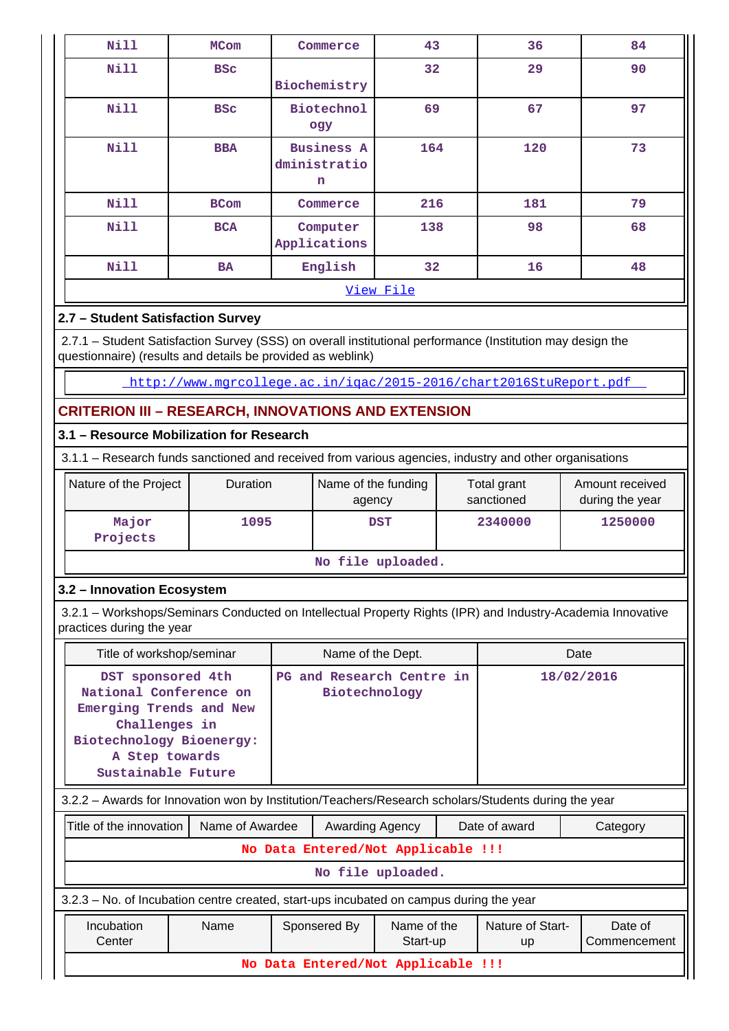| Nill | MCom | Commerce | 43 | 36 | 84 |
|---|---|---|---|---|---|
| Nill | BSc | Biochemistry | 32 | 29 | 90 |
| Nill | BSc | Biotechnology | 69 | 67 | 97 |
| Nill | BBA | Business Administration | 164 | 120 | 73 |
| Nill | BCom | Commerce | 216 | 181 | 79 |
| Nill | BCA | Computer Applications | 138 | 98 | 68 |
| Nill | BA | English | 32 | 16 | 48 |

View File

### 2.7 – Student Satisfaction Survey

2.7.1 – Student Satisfaction Survey (SSS) on overall institutional performance (Institution may design the questionnaire) (results and details be provided as weblink)

http://www.mgrcollege.ac.in/iqac/2015-2016/chart2016StuReport.pdf

## CRITERION III – RESEARCH, INNOVATIONS AND EXTENSION

### 3.1 – Resource Mobilization for Research

3.1.1 – Research funds sanctioned and received from various agencies, industry and other organisations

| Nature of the Project | Duration | Name of the funding agency | Total grant sanctioned | Amount received during the year |
|---|---|---|---|---|
| Major Projects | 1095 | DST | 2340000 | 1250000 |

No file uploaded.

### 3.2 – Innovation Ecosystem

3.2.1 – Workshops/Seminars Conducted on Intellectual Property Rights (IPR) and Industry-Academia Innovative practices during the year

| Title of workshop/seminar | Name of the Dept. | Date |
|---|---|---|
| DST sponsored 4th National Conference on Emerging Trends and New Challenges in Biotechnology Bioenergy: A Step towards Sustainable Future | PG and Research Centre in Biotechnology | 18/02/2016 |

3.2.2 – Awards for Innovation won by Institution/Teachers/Research scholars/Students during the year

| Title of the innovation | Name of Awardee | Awarding Agency | Date of award | Category |
|---|---|---|---|---|
| No Data Entered/Not Applicable !!! | | | | |

No file uploaded.

3.2.3 – No. of Incubation centre created, start-ups incubated on campus during the year

| Incubation Center | Name | Sponsered By | Name of the Start-up | Nature of Start-up | Date of Commencement |
|---|---|---|---|---|---|
| No Data Entered/Not Applicable !!! | | | | | |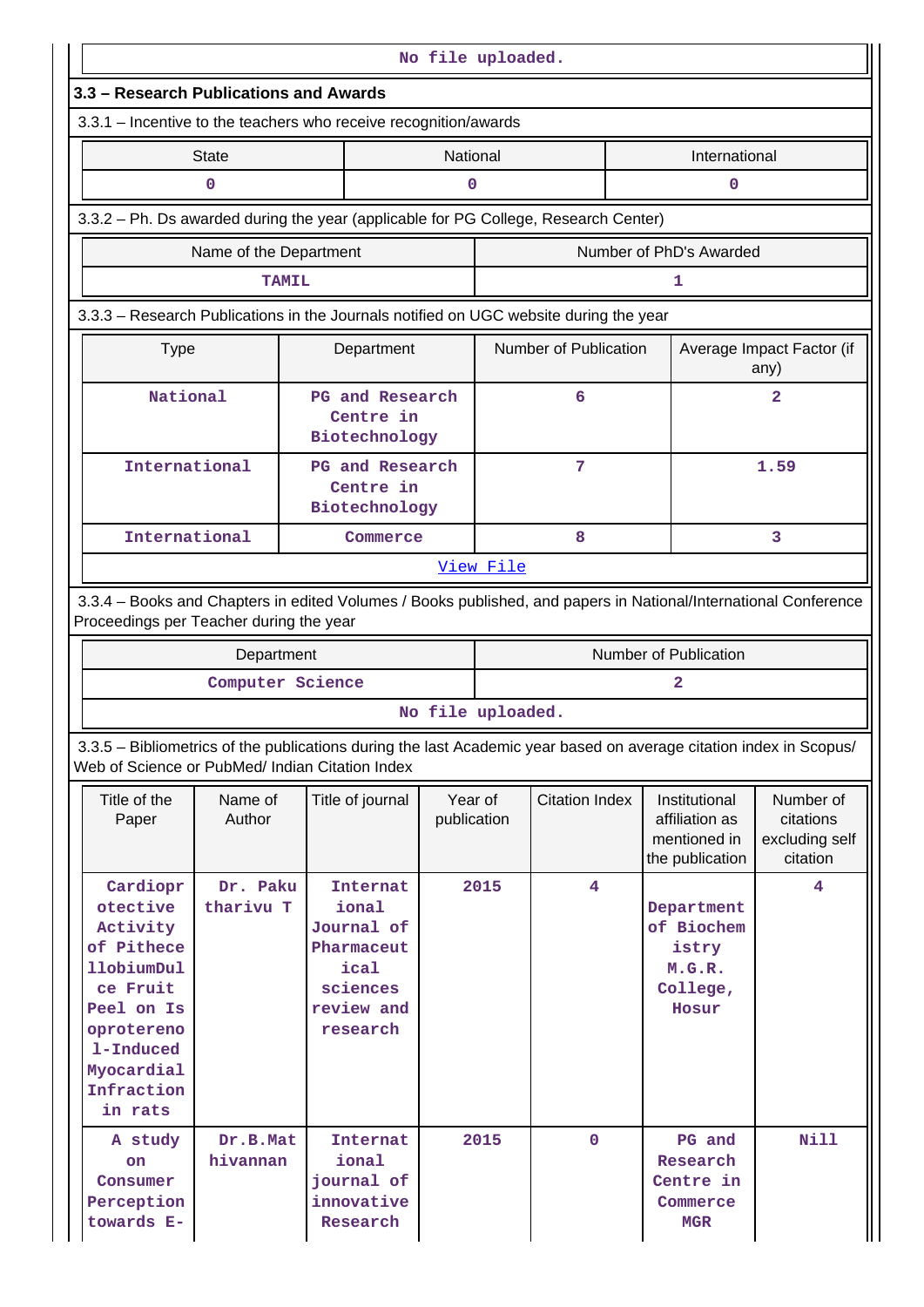No file uploaded.

### 3.3 – Research Publications and Awards

3.3.1 – Incentive to the teachers who receive recognition/awards

| State | National | International |
|---|---|---|
| 0 | 0 | 0 |

3.3.2 – Ph. Ds awarded during the year (applicable for PG College, Research Center)

| Name of the Department | Number of PhD's Awarded |
|---|---|
| TAMIL | 1 |

3.3.3 – Research Publications in the Journals notified on UGC website during the year

| Type | Department | Number of Publication | Average Impact Factor (if any) |
|---|---|---|---|
| National | PG and Research Centre in Biotechnology | 6 | 2 |
| International | PG and Research Centre in Biotechnology | 7 | 1.59 |
| International | Commerce | 8 | 3 |

View File

3.3.4 – Books and Chapters in edited Volumes / Books published, and papers in National/International Conference Proceedings per Teacher during the year

| Department | Number of Publication |
|---|---|
| Computer Science | 2 |

No file uploaded.

3.3.5 – Bibliometrics of the publications during the last Academic year based on average citation index in Scopus/ Web of Science or PubMed/ Indian Citation Index

| Title of the Paper | Name of Author | Title of journal | Year of publication | Citation Index | Institutional affiliation as mentioned in the publication | Number of citations excluding self citation |
|---|---|---|---|---|---|---|
| Cardioprotective Activity of PithecellobiumDulce Fruit Peel on Isoproterenol-Induced Myocardial Infraction in rats | Dr. Pakutharivu T | International Journal of Pharmaceutical sciences review and research | 2015 | 4 | Department of Biochemistry M.G.R. College, Hosur | 4 |
| A study on Consumer Perception towards E- | Dr.B.Mathivannan | International journal of innovative Research | 2015 | 0 | PG and Research Centre in Commerce MGR | Nill |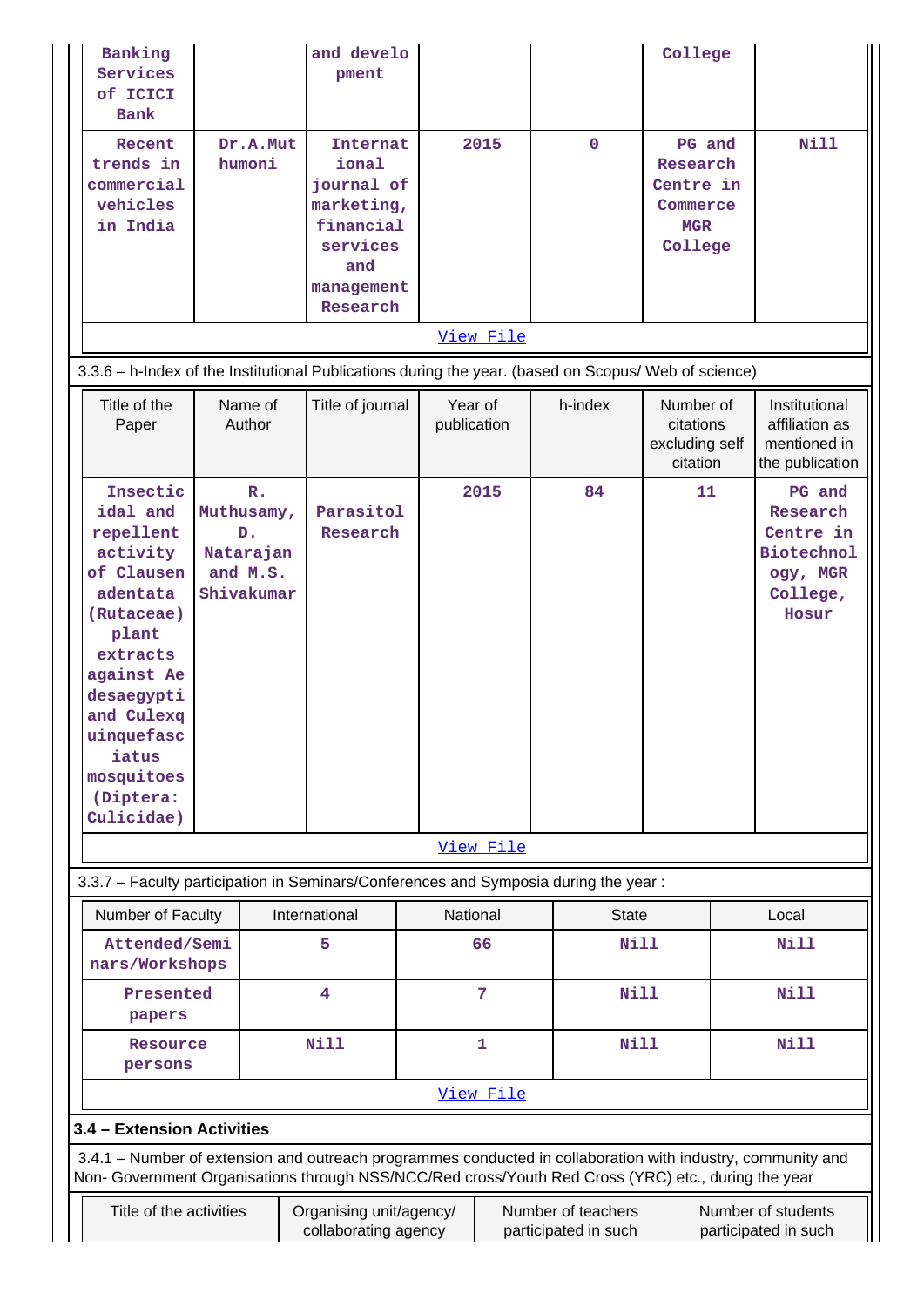| | | | | | | |
|---|---|---|---|---|---|---|
| Banking Services of ICICI Bank | | and development | | | College | |
| Recent trends in commercial vehicles in India | Dr.A.Muthumoni | International journal of marketing, financial services and management Research | 2015 | 0 | PG and Research Centre in Commerce MGR College | Nill |
| View File | | | | | | |

3.3.6 – h-Index of the Institutional Publications during the year. (based on Scopus/ Web of science)

| Title of the Paper | Name of Author | Title of journal | Year of publication | h-index | Number of citations excluding self citation | Institutional affiliation as mentioned in the publication |
|---|---|---|---|---|---|---|
| Insecticidal and repellent activity of Clausen adentata (Rutaceae) plant extracts against Aedesaegypti and Culexquinquefasciatus mosquitoes (Diptera: Culicidae) | R. Muthusamy, D. Natarajan and M.S. Shivakumar | Parasitol Research | 2015 | 84 | 11 | PG and Research Centre in Biotechnology, MGR College, Hosur |
| View File | | | | | | |

3.3.7 – Faculty participation in Seminars/Conferences and Symposia during the year :

| Number of Faculty | International | National | State | Local |
|---|---|---|---|---|
| Attended/Seminars/Workshops | 5 | 66 | Nill | Nill |
| Presented papers | 4 | 7 | Nill | Nill |
| Resource persons | Nill | 1 | Nill | Nill |
| View File | | | | |

**3.4 – Extension Activities**

3.4.1 – Number of extension and outreach programmes conducted in collaboration with industry, community and Non- Government Organisations through NSS/NCC/Red cross/Youth Red Cross (YRC) etc., during the year

| Title of the activities | Organising unit/agency/ collaborating agency | Number of teachers participated in such | Number of students participated in such |
|---|---|---|---|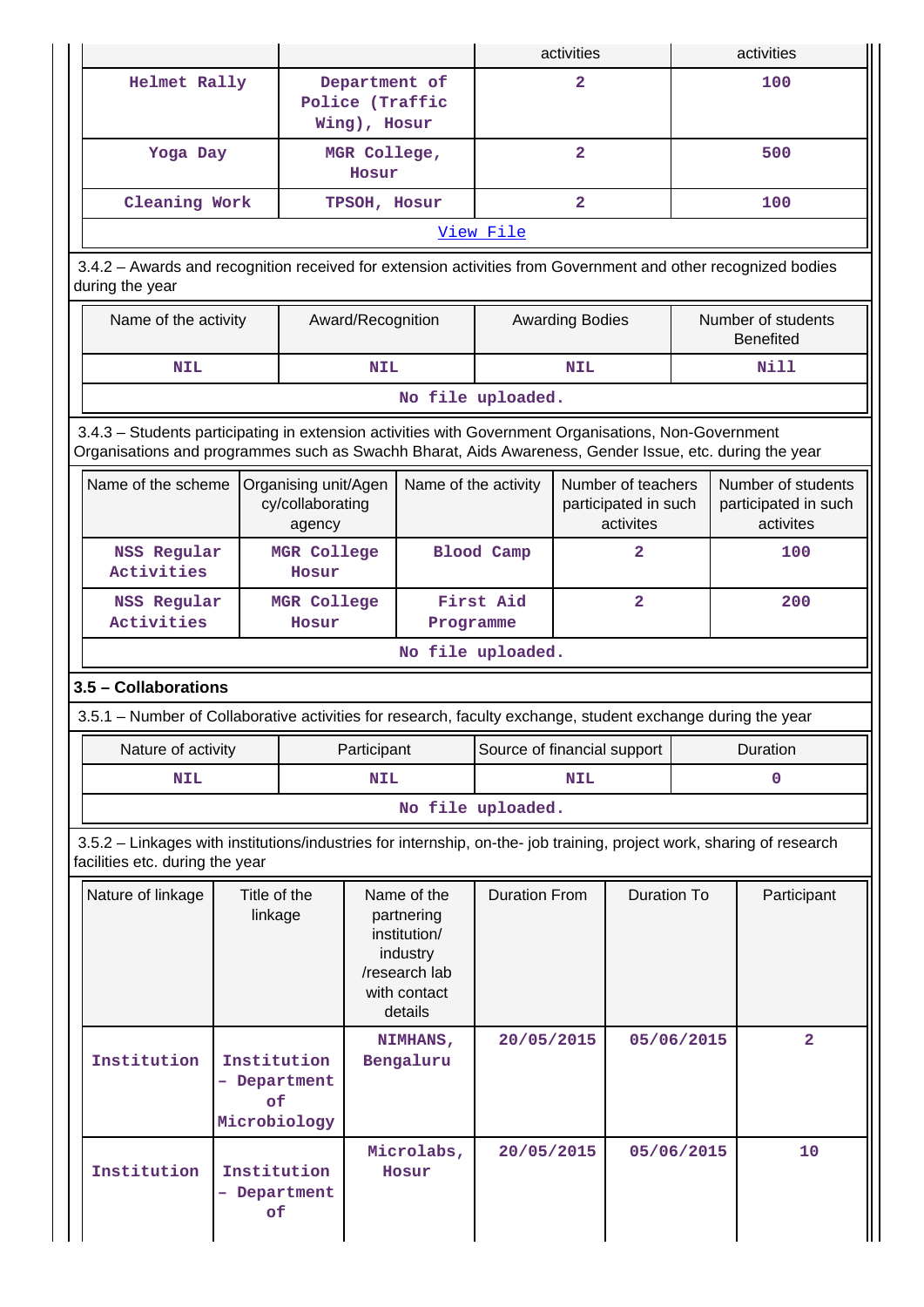| | | activities | activities |
|---|---|---|---|
| Helmet Rally | Department of Police (Traffic Wing), Hosur | 2 | 100 |
| Yoga Day | MGR College, Hosur | 2 | 500 |
| Cleaning Work | TPSOH, Hosur | 2 | 100 |
| View File | | | |

3.4.2 – Awards and recognition received for extension activities from Government and other recognized bodies during the year

| Name of the activity | Award/Recognition | Awarding Bodies | Number of students Benefited |
|---|---|---|---|
| NIL | NIL | NIL | Nill |
| No file uploaded. | | | |

3.4.3 – Students participating in extension activities with Government Organisations, Non-Government Organisations and programmes such as Swachh Bharat, Aids Awareness, Gender Issue, etc. during the year

| Name of the scheme | Organising unit/Agency/collaborating agency | Name of the activity | Number of teachers participated in such activites | Number of students participated in such activites |
|---|---|---|---|---|
| NSS Regular Activities | MGR College Hosur | Blood Camp | 2 | 100 |
| NSS Regular Activities | MGR College Hosur | First Aid Programme | 2 | 200 |
| No file uploaded. | | | | |

### 3.5 – Collaborations

3.5.1 – Number of Collaborative activities for research, faculty exchange, student exchange during the year

| Nature of activity | Participant | Source of financial support | Duration |
|---|---|---|---|
| NIL | NIL | NIL | 0 |
| No file uploaded. | | | |

3.5.2 – Linkages with institutions/industries for internship, on-the- job training, project work, sharing of research facilities etc. during the year

| Nature of linkage | Title of the linkage | Name of the partnering institution/ industry /research lab with contact details | Duration From | Duration To | Participant |
|---|---|---|---|---|---|
| Institution | Institution – Department of Microbiology | NIMHANS, Bengaluru | 20/05/2015 | 05/06/2015 | 2 |
| Institution | Institution – Department of | Microlabs, Hosur | 20/05/2015 | 05/06/2015 | 10 |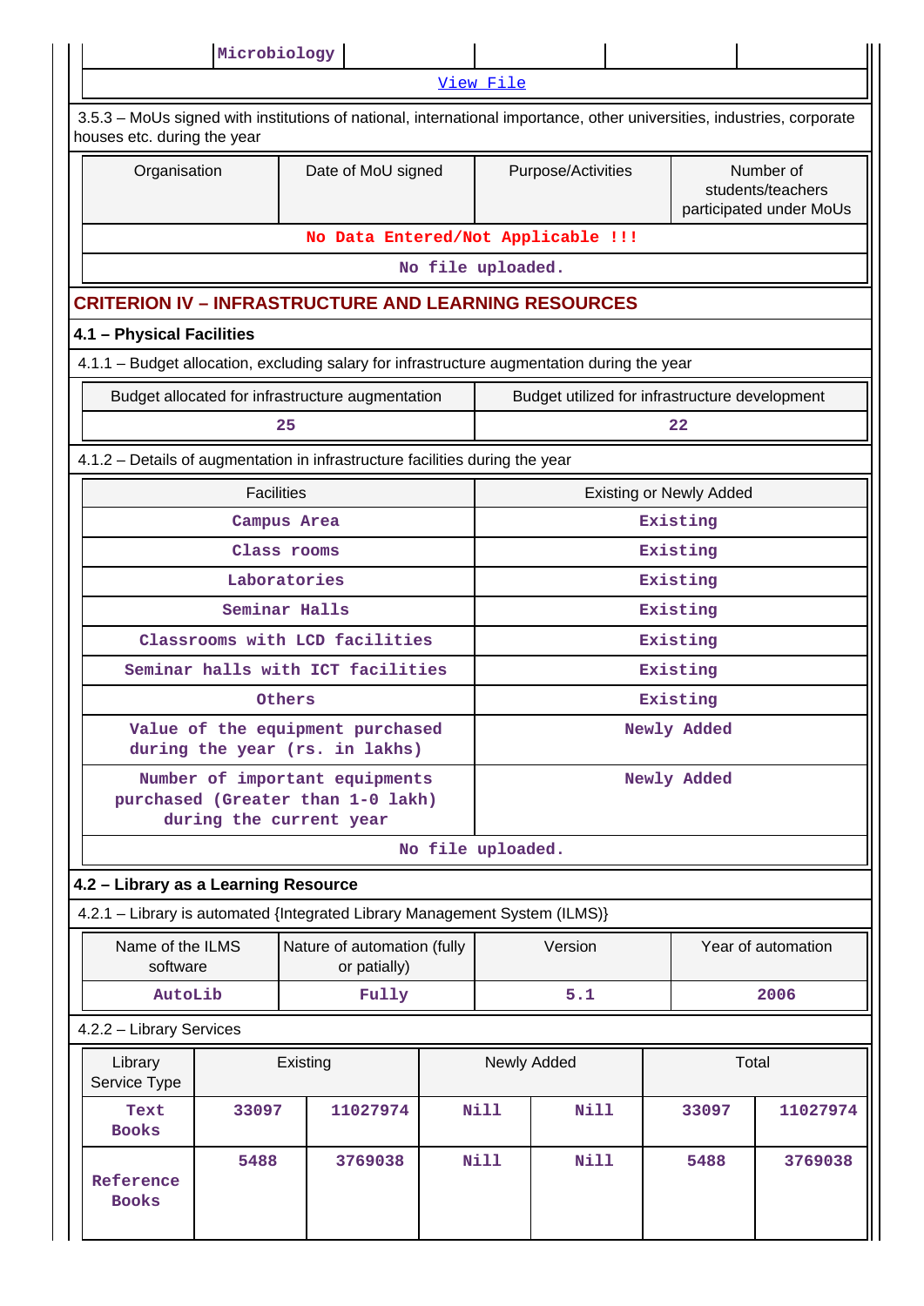| | Microbiology | | | | |
|---|---|---|---|---|---|

[View File]

3.5.3 – MoUs signed with institutions of national, international importance, other universities, industries, corporate houses etc. during the year

| Organisation | Date of MoU signed | Purpose/Activities | Number of students/teachers participated under MoUs |
|---|---|---|---|
| No Data Entered/Not Applicable !!! | | | |
| No file uploaded. | | | |

## CRITERION IV – INFRASTRUCTURE AND LEARNING RESOURCES

### 4.1 – Physical Facilities

4.1.1 – Budget allocation, excluding salary for infrastructure augmentation during the year

| Budget allocated for infrastructure augmentation | Budget utilized for infrastructure development |
|---|---|
| 25 | 22 |

4.1.2 – Details of augmentation in infrastructure facilities during the year

| Facilities | Existing or Newly Added |
|---|---|
| Campus Area | Existing |
| Class rooms | Existing |
| Laboratories | Existing |
| Seminar Halls | Existing |
| Classrooms with LCD facilities | Existing |
| Seminar halls with ICT facilities | Existing |
| Others | Existing |
| Value of the equipment purchased during the year (rs. in lakhs) | Newly Added |
| Number of important equipments purchased (Greater than 1-0 lakh) during the current year | Newly Added |
| No file uploaded. | |

### 4.2 – Library as a Learning Resource

4.2.1 – Library is automated {Integrated Library Management System (ILMS)}

| Name of the ILMS software | Nature of automation (fully or patially) | Version | Year of automation |
|---|---|---|---|
| AutoLib | Fully | 5.1 | 2006 |

4.2.2 – Library Services

| Library Service Type | Existing | | Newly Added | | Total | |
|---|---|---|---|---|---|---|
| Text Books | 33097 | 11027974 | Nill | Nill | 33097 | 11027974 |
| Reference Books | 5488 | 3769038 | Nill | Nill | 5488 | 3769038 |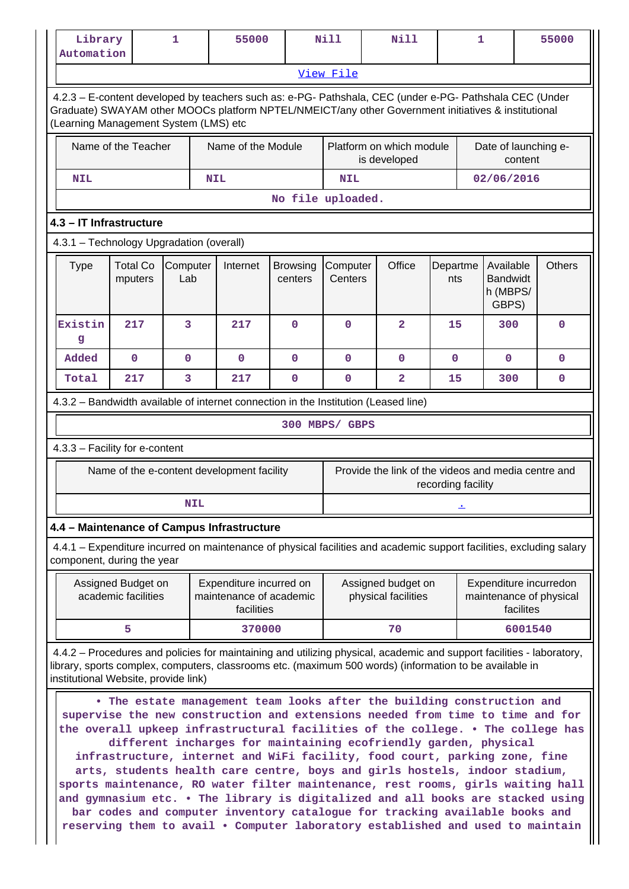| Library Automation | 1 | 55000 | Nill | Nill | 1 | 55000 |
|---|---|---|---|---|---|---|
| View File | | | | | | |

4.2.3 – E-content developed by teachers such as: e-PG- Pathshala, CEC (under e-PG- Pathshala CEC (Under Graduate) SWAYAM other MOOCs platform NPTEL/NMEICT/any other Government initiatives & institutional (Learning Management System (LMS) etc

| Name of the Teacher | Name of the Module | Platform on which module is developed | Date of launching e-content |
|---|---|---|---|
| NIL | NIL | NIL | 02/06/2016 |
| No file uploaded. | | | |

### 4.3 – IT Infrastructure

4.3.1 – Technology Upgradation (overall)

| Type | Total Computers | Computer Lab | Internet | Browsing centers | Computer Centers | Office | Departments | Available Bandwidth (MBPS/ GBPS) | Others |
|---|---|---|---|---|---|---|---|---|---|
| Existing | 217 | 3 | 217 | 0 | 0 | 2 | 15 | 300 | 0 |
| Added | 0 | 0 | 0 | 0 | 0 | 0 | 0 | 0 | 0 |
| Total | 217 | 3 | 217 | 0 | 0 | 2 | 15 | 300 | 0 |

4.3.2 – Bandwidth available of internet connection in the Institution (Leased line)

300 MBPS/ GBPS

4.3.3 – Facility for e-content

| Name of the e-content development facility | Provide the link of the videos and media centre and recording facility |
|---|---|
| NIL | . |

### 4.4 – Maintenance of Campus Infrastructure

4.4.1 – Expenditure incurred on maintenance of physical facilities and academic support facilities, excluding salary component, during the year

| Assigned Budget on academic facilities | Expenditure incurred on maintenance of academic facilities | Assigned budget on physical facilities | Expenditure incurredon maintenance of physical facilites |
|---|---|---|---|
| 5 | 370000 | 70 | 6001540 |

4.4.2 – Procedures and policies for maintaining and utilizing physical, academic and support facilities - laboratory, library, sports complex, computers, classrooms etc. (maximum 500 words) (information to be available in institutional Website, provide link)

• The estate management team looks after the building construction and supervise the new construction and extensions needed from time to time and for the overall upkeep infrastructural facilities of the college. • The college has different incharges for maintaining ecofriendly garden, physical infrastructure, internet and WiFi facility, food court, parking zone, fine arts, students health care centre, boys and girls hostels, indoor stadium, sports maintenance, RO water filter maintenance, rest rooms, girls waiting hall and gymnasium etc. • The library is digitalized and all books are stacked using bar codes and computer inventory catalogue for tracking available books and reserving them to avail • Computer laboratory established and used to maintain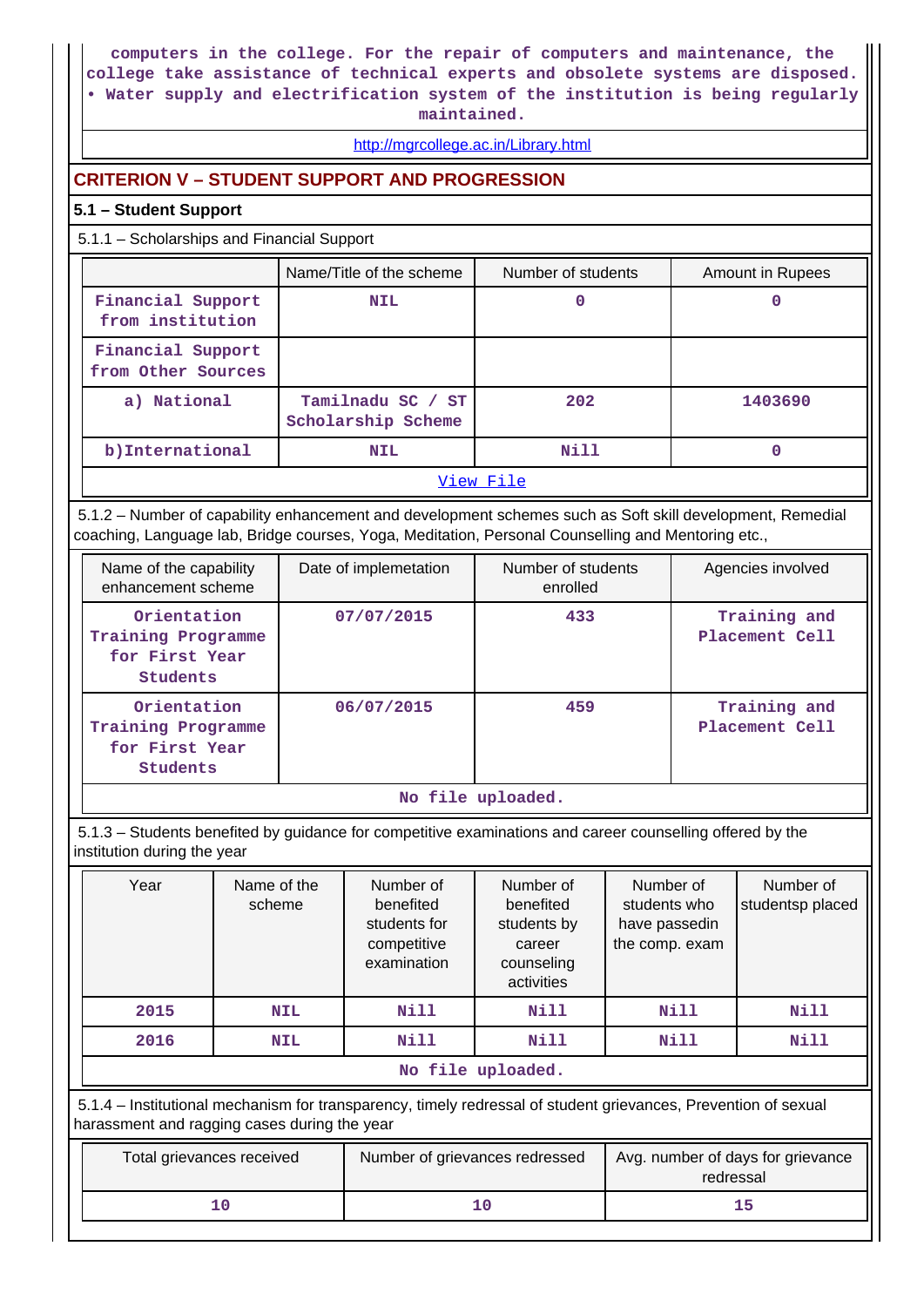computers in the college. For the repair of computers and maintenance, the college take assistance of technical experts and obsolete systems are disposed.
• Water supply and electrification system of the institution is being regularly maintained.

http://mgrcollege.ac.in/Library.html

## CRITERION V – STUDENT SUPPORT AND PROGRESSION

### 5.1 – Student Support

5.1.1 – Scholarships and Financial Support

| | Name/Title of the scheme | Number of students | Amount in Rupees |
|---|---|---|---|
| Financial Support from institution | NIL | 0 | 0 |
| Financial Support from Other Sources | | | |
| a) National | Tamilnadu SC / ST Scholarship Scheme | 202 | 1403690 |
| b)International | NIL | Nill | 0 |

View File

5.1.2 – Number of capability enhancement and development schemes such as Soft skill development, Remedial coaching, Language lab, Bridge courses, Yoga, Meditation, Personal Counselling and Mentoring etc.,

| Name of the capability enhancement scheme | Date of implemetation | Number of students enrolled | Agencies involved |
|---|---|---|---|
| Orientation Training Programme for First Year Students | 07/07/2015 | 433 | Training and Placement Cell |
| Orientation Training Programme for First Year Students | 06/07/2015 | 459 | Training and Placement Cell |

No file uploaded.

5.1.3 – Students benefited by guidance for competitive examinations and career counselling offered by the institution during the year

| Year | Name of the scheme | Number of benefited students for competitive examination | Number of benefited students by career counseling activities | Number of students who have passedin the comp. exam | Number of studentsp placed |
|---|---|---|---|---|---|
| 2015 | NIL | Nill | Nill | Nill | Nill |
| 2016 | NIL | Nill | Nill | Nill | Nill |

No file uploaded.

5.1.4 – Institutional mechanism for transparency, timely redressal of student grievances, Prevention of sexual harassment and ragging cases during the year

| Total grievances received | Number of grievances redressed | Avg. number of days for grievance redressal |
|---|---|---|
| 10 | 10 | 15 |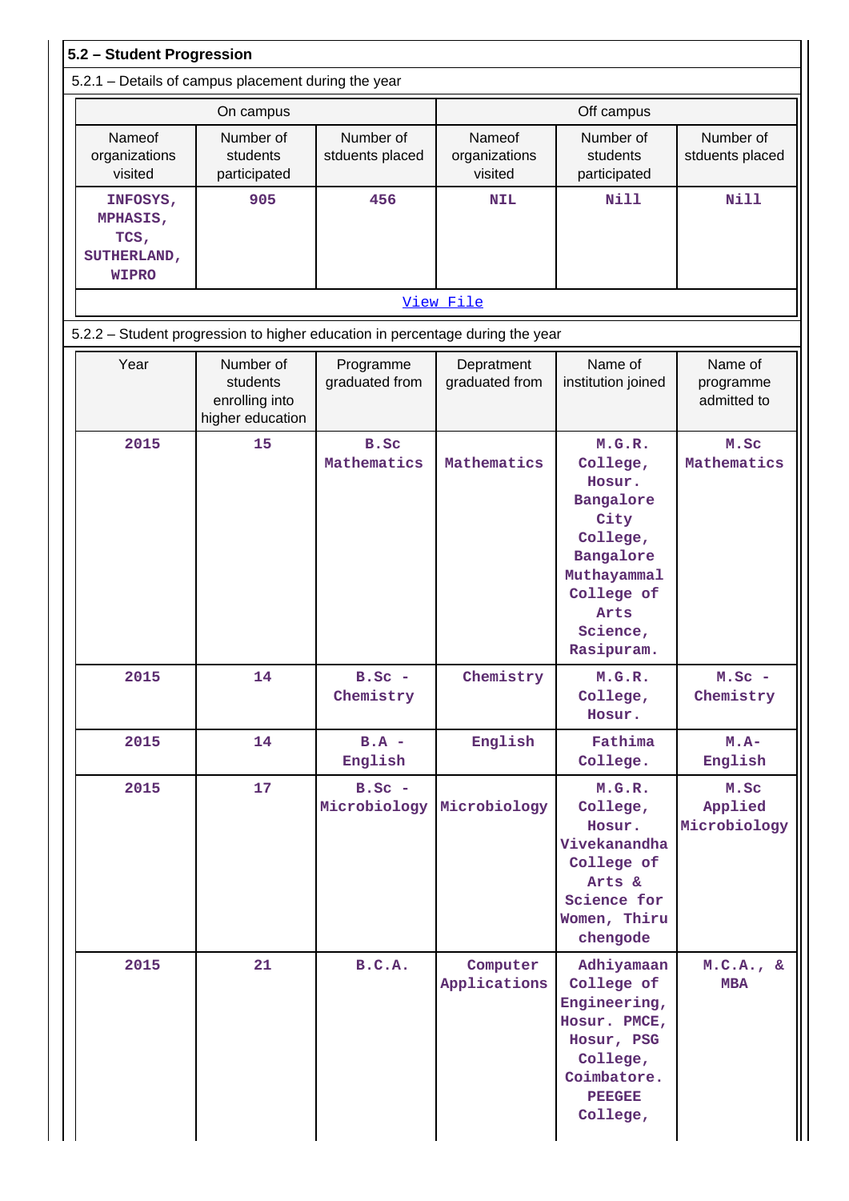## 5.2 – Student Progression

5.2.1 – Details of campus placement during the year

| On campus | | | Off campus | | |
|---|---|---|---|---|---|
| Nameof organizations visited | Number of students participated | Number of stduents placed | Nameof organizations visited | Number of students participated | Number of stduents placed |
| INFOSYS, MPHASIS, TCS, SUTHERLAND, WIPRO | 905 | 456 | NIL | Nill | Nill |

[View File]()

5.2.2 – Student progression to higher education in percentage during the year

| Year | Number of students enrolling into higher education | Programme graduated from | Depratment graduated from | Name of institution joined | Name of programme admitted to |
|---|---|---|---|---|---|
| 2015 | 15 | B.Sc Mathematics | Mathematics | M.G.R. College, Hosur. Bangalore City College, Bangalore Muthayammal College of Arts Science, Rasipuram. | M.Sc Mathematics |
| 2015 | 14 | B.Sc - Chemistry | Chemistry | M.G.R. College, Hosur. | M.Sc - Chemistry |
| 2015 | 14 | B.A - English | English | Fathima College. | M.A- English |
| 2015 | 17 | B.Sc - Microbiology | Microbiology | M.G.R. College, Hosur. Vivekanandha College of Arts & Science for Women, Thiru chengode | M.Sc Applied Microbiology |
| 2015 | 21 | B.C.A. | Computer Applications | Adhiyamaan College of Engineering, Hosur. PMCE, Hosur, PSG College, Coimbatore. PEEGEE College, | M.C.A., & MBA |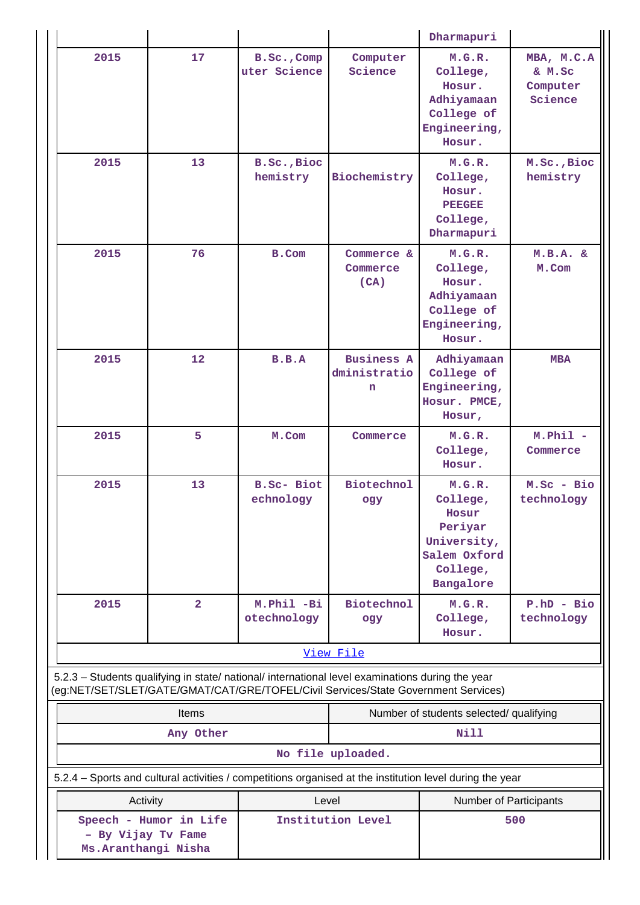| | | | | Dharmapuri | |
|---|---|---|---|---|---|
| 2015 | 17 | B.Sc.,Computer Science | Computer Science | M.G.R. College, Hosur. Adhiyamaan College of Engineering, Hosur. | MBA, M.C.A & M.Sc Computer Science |
| 2015 | 13 | B.Sc.,Biochemistry | Biochemistry | M.G.R. College, Hosur. PEEGEE College, Dharmapuri | M.Sc.,Biochemistry |
| 2015 | 76 | B.Com | Commerce & Commerce (CA) | M.G.R. College, Hosur. Adhiyamaan College of Engineering, Hosur. | M.B.A. & M.Com |
| 2015 | 12 | B.B.A | Business Administration | Adhiyamaan College of Engineering, Hosur. PMCE, Hosur, | MBA |
| 2015 | 5 | M.Com | Commerce | M.G.R. College, Hosur. | M.Phil - Commerce |
| 2015 | 13 | B.Sc- Biotechnology | Biotechnology | M.G.R. College, Hosur Periyar University, Salem Oxford College, Bangalore | M.Sc - Biotechnology |
| 2015 | 2 | M.Phil -Biotechnology | Biotechnology | M.G.R. College, Hosur. | P.hD - Biotechnology |

View File

5.2.3 – Students qualifying in state/ national/ international level examinations during the year (eg:NET/SET/SLET/GATE/GMAT/CAT/GRE/TOFEL/Civil Services/State Government Services)

| Items | Number of students selected/ qualifying |
|---|---|
| Any Other | Nill |

No file uploaded.

5.2.4 – Sports and cultural activities / competitions organised at the institution level during the year

| Activity | Level | Number of Participants |
|---|---|---|
| Speech - Humor in Life – By Vijay Tv Fame Ms.Aranthangi Nisha | Institution Level | 500 |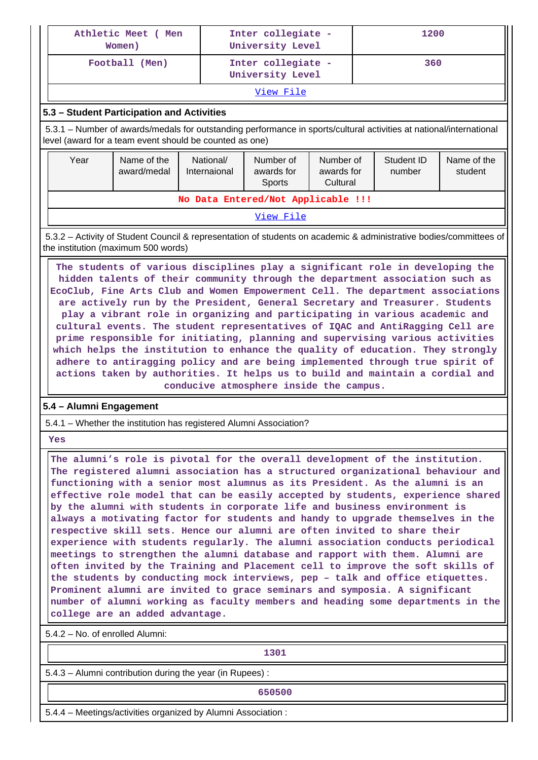| Athletic Meet ( Men Women) | Inter collegiate - University Level | 1200 |
|---|---|---|
| Football (Men) | Inter collegiate - University Level | 360 |

View File

### 5.3 – Student Participation and Activities

5.3.1 – Number of awards/medals for outstanding performance in sports/cultural activities at national/international level (award for a team event should be counted as one)

| Year | Name of the award/medal | National/ Internaional | Number of awards for Sports | Number of awards for Cultural | Student ID number | Name of the student |
|---|---|---|---|---|---|---|
| No Data Entered/Not Applicable !!! | | | | | | |

View File

5.3.2 – Activity of Student Council & representation of students on academic & administrative bodies/committees of the institution (maximum 500 words)

The students of various disciplines play a significant role in developing the hidden talents of their community through the department association such as EcoClub, Fine Arts Club and Women Empowerment Cell. The department associations are actively run by the President, General Secretary and Treasurer. Students play a vibrant role in organizing and participating in various academic and cultural events. The student representatives of IQAC and AntiRagging Cell are prime responsible for initiating, planning and supervising various activities which helps the institution to enhance the quality of education. They strongly adhere to antiragging policy and are being implemented through true spirit of actions taken by authorities. It helps us to build and maintain a cordial and conducive atmosphere inside the campus.

### 5.4 – Alumni Engagement

5.4.1 – Whether the institution has registered Alumni Association?

Yes

The alumni's role is pivotal for the overall development of the institution. The registered alumni association has a structured organizational behaviour and functioning with a senior most alumnus as its President. As the alumni is an effective role model that can be easily accepted by students, experience shared by the alumni with students in corporate life and business environment is always a motivating factor for students and handy to upgrade themselves in the respective skill sets. Hence our alumni are often invited to share their experience with students regularly. The alumni association conducts periodical meetings to strengthen the alumni database and rapport with them. Alumni are often invited by the Training and Placement cell to improve the soft skills of the students by conducting mock interviews, pep – talk and office etiquettes. Prominent alumni are invited to grace seminars and symposia. A significant number of alumni working as faculty members and heading some departments in the college are an added advantage.

5.4.2 – No. of enrolled Alumni:

1301

5.4.3 – Alumni contribution during the year (in Rupees) :

650500

5.4.4 – Meetings/activities organized by Alumni Association :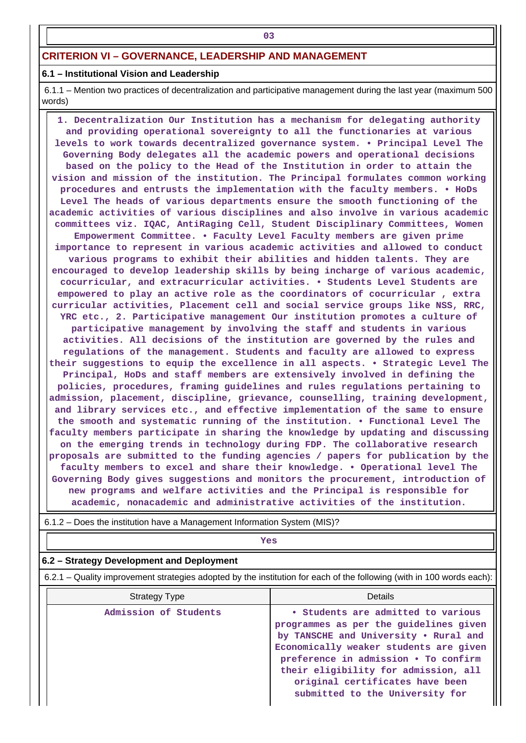03

## CRITERION VI – GOVERNANCE, LEADERSHIP AND MANAGEMENT

### 6.1 – Institutional Vision and Leadership

6.1.1 – Mention two practices of decentralization and participative management during the last year (maximum 500 words)

1. Decentralization Our Institution has a mechanism for delegating authority and providing operational sovereignty to all the functionaries at various levels to work towards decentralized governance system. • Principal Level The Governing Body delegates all the academic powers and operational decisions based on the policy to the Head of the Institution in order to attain the vision and mission of the institution. The Principal formulates common working procedures and entrusts the implementation with the faculty members. • HoDs Level The heads of various departments ensure the smooth functioning of the academic activities of various disciplines and also involve in various academic committees viz. IQAC, AntiRaging Cell, Student Disciplinary Committees, Women Empowerment Committee. • Faculty Level Faculty members are given prime importance to represent in various academic activities and allowed to conduct various programs to exhibit their abilities and hidden talents. They are encouraged to develop leadership skills by being incharge of various academic, cocurricular, and extracurricular activities. • Students Level Students are empowered to play an active role as the coordinators of cocurricular , extra curricular activities, Placement cell and social service groups like NSS, RRC, YRC etc., 2. Participative management Our institution promotes a culture of participative management by involving the staff and students in various activities. All decisions of the institution are governed by the rules and regulations of the management. Students and faculty are allowed to express their suggestions to equip the excellence in all aspects. • Strategic Level The Principal, HoDs and staff members are extensively involved in defining the policies, procedures, framing guidelines and rules regulations pertaining to admission, placement, discipline, grievance, counselling, training development, and library services etc., and effective implementation of the same to ensure the smooth and systematic running of the institution. • Functional Level The faculty members participate in sharing the knowledge by updating and discussing on the emerging trends in technology during FDP. The collaborative research proposals are submitted to the funding agencies / papers for publication by the faculty members to excel and share their knowledge. • Operational level The Governing Body gives suggestions and monitors the procurement, introduction of new programs and welfare activities and the Principal is responsible for academic, nonacademic and administrative activities of the institution.

6.1.2 – Does the institution have a Management Information System (MIS)?

Yes

### 6.2 – Strategy Development and Deployment

6.2.1 – Quality improvement strategies adopted by the institution for each of the following (with in 100 words each):

| Strategy Type | Details |
|---|---|
| Admission of Students | • Students are admitted to various programmes as per the guidelines given by TANSCHE and University • Rural and Economically weaker students are given preference in admission • To confirm their eligibility for admission, all original certificates have been submitted to the University for |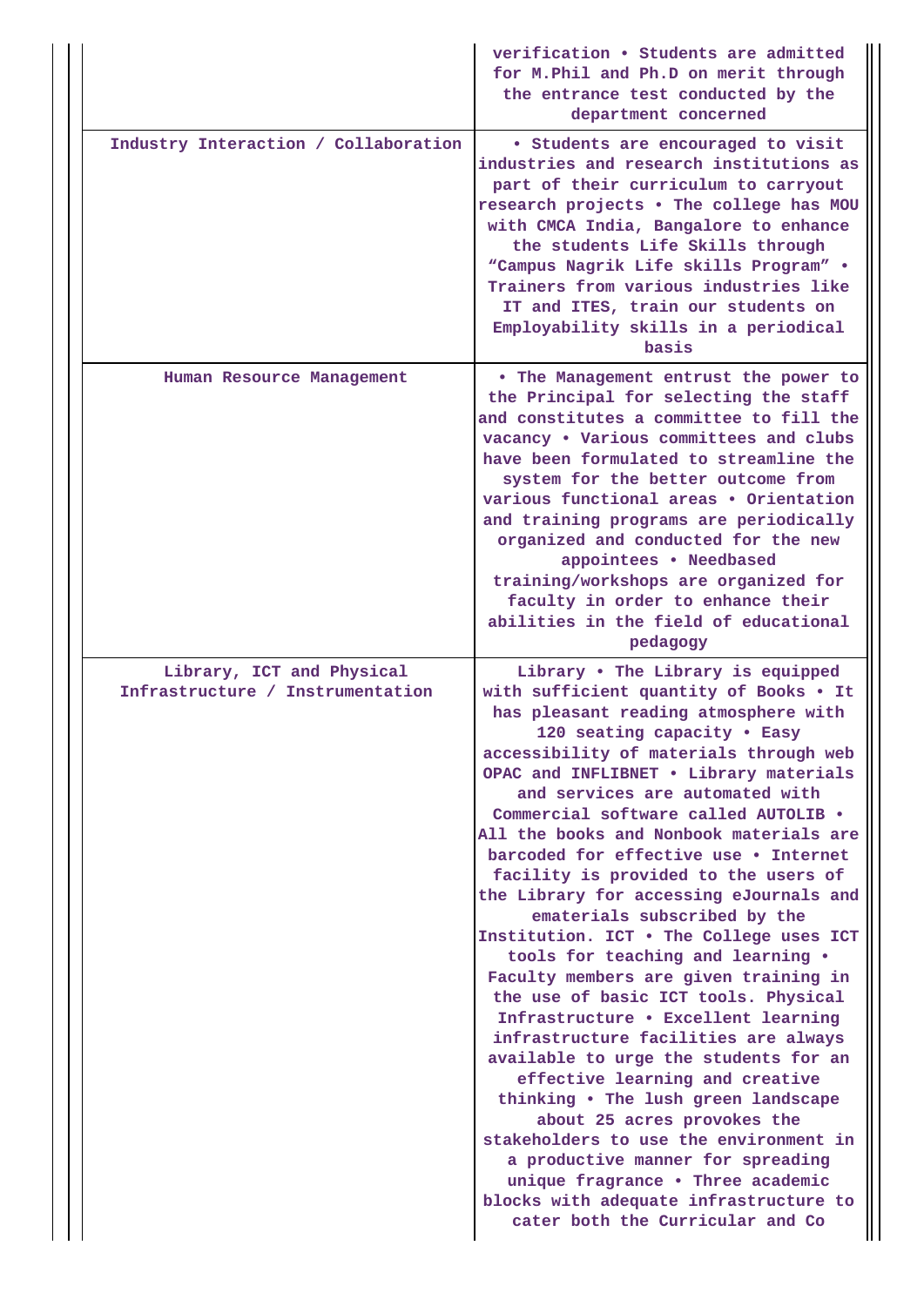| | |
|---|---|
| | verification • Students are admitted for M.Phil and Ph.D on merit through the entrance test conducted by the department concerned |
| Industry Interaction / Collaboration | • Students are encouraged to visit industries and research institutions as part of their curriculum to carryout research projects • The college has MOU with CMCA India, Bangalore to enhance the students Life Skills through “Campus Nagrik Life skills Program” • Trainers from various industries like IT and ITES, train our students on Employability skills in a periodical basis |
| Human Resource Management | • The Management entrust the power to the Principal for selecting the staff and constitutes a committee to fill the vacancy • Various committees and clubs have been formulated to streamline the system for the better outcome from various functional areas • Orientation and training programs are periodically organized and conducted for the new appointees • Needbased training/workshops are organized for faculty in order to enhance their abilities in the field of educational pedagogy |
| Library, ICT and Physical Infrastructure / Instrumentation | Library • The Library is equipped with sufficient quantity of Books • It has pleasant reading atmosphere with 120 seating capacity • Easy accessibility of materials through web OPAC and INFLIBNET • Library materials and services are automated with Commercial software called AUTOLIB • All the books and Nonbook materials are barcoded for effective use • Internet facility is provided to the users of the Library for accessing eJournals and ematerials subscribed by the Institution. ICT • The College uses ICT tools for teaching and learning • Faculty members are given training in the use of basic ICT tools. Physical Infrastructure • Excellent learning infrastructure facilities are always available to urge the students for an effective learning and creative thinking • The lush green landscape about 25 acres provokes the stakeholders to use the environment in a productive manner for spreading unique fragrance • Three academic blocks with adequate infrastructure to cater both the Curricular and Co |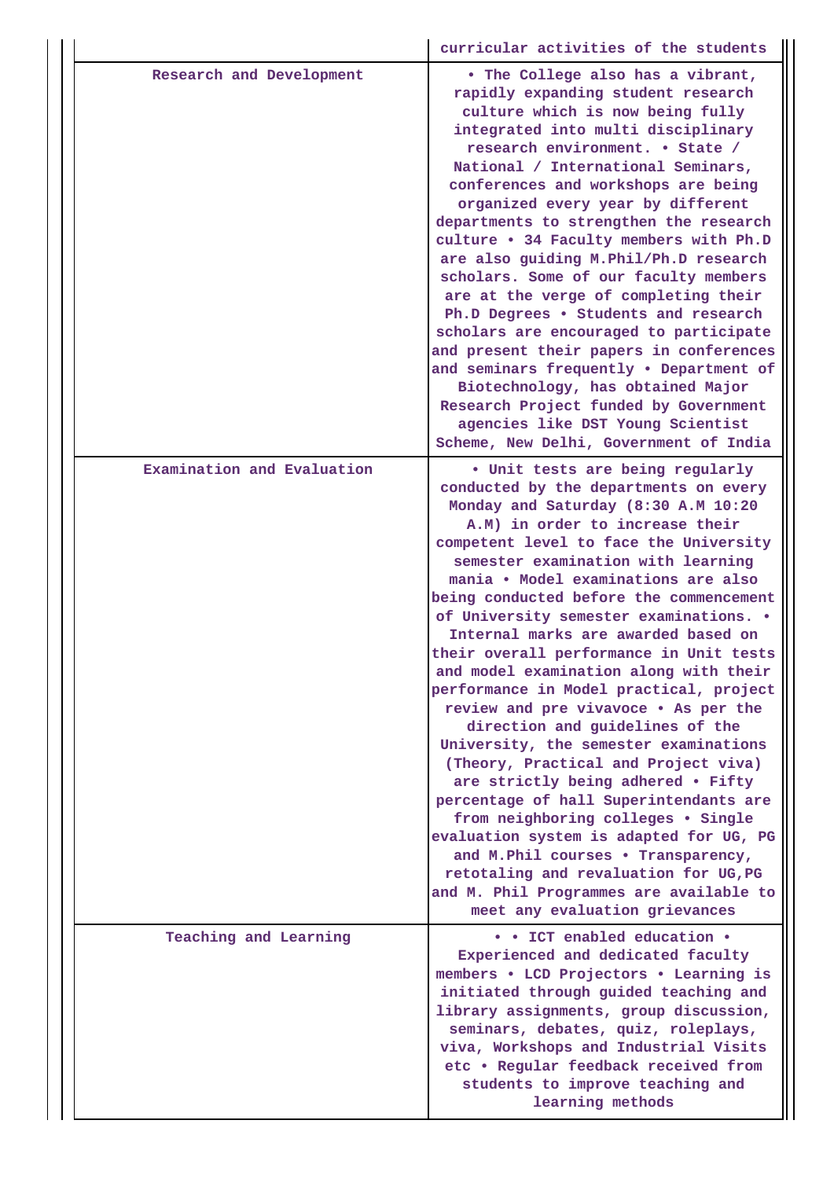| | |
|---|---|
| | curricular activities of the students |
| Research and Development | • The College also has a vibrant, rapidly expanding student research culture which is now being fully integrated into multi disciplinary research environment. • State / National / International Seminars, conferences and workshops are being organized every year by different departments to strengthen the research culture • 34 Faculty members with Ph.D are also guiding M.Phil/Ph.D research scholars. Some of our faculty members are at the verge of completing their Ph.D Degrees • Students and research scholars are encouraged to participate and present their papers in conferences and seminars frequently • Department of Biotechnology, has obtained Major Research Project funded by Government agencies like DST Young Scientist Scheme, New Delhi, Government of India |
| Examination and Evaluation | • Unit tests are being regularly conducted by the departments on every Monday and Saturday (8:30 A.M 10:20 A.M) in order to increase their competent level to face the University semester examination with learning mania • Model examinations are also being conducted before the commencement of University semester examinations. • Internal marks are awarded based on their overall performance in Unit tests and model examination along with their performance in Model practical, project review and pre vivavoce • As per the direction and guidelines of the University, the semester examinations (Theory, Practical and Project viva) are strictly being adhered • Fifty percentage of hall Superintendants are from neighboring colleges • Single evaluation system is adapted for UG, PG and M.Phil courses • Transparency, retotaling and revaluation for UG,PG and M. Phil Programmes are available to meet any evaluation grievances |
| Teaching and Learning | • • ICT enabled education • Experienced and dedicated faculty members • LCD Projectors • Learning is initiated through guided teaching and library assignments, group discussion, seminars, debates, quiz, roleplays, viva, Workshops and Industrial Visits etc • Regular feedback received from students to improve teaching and learning methods |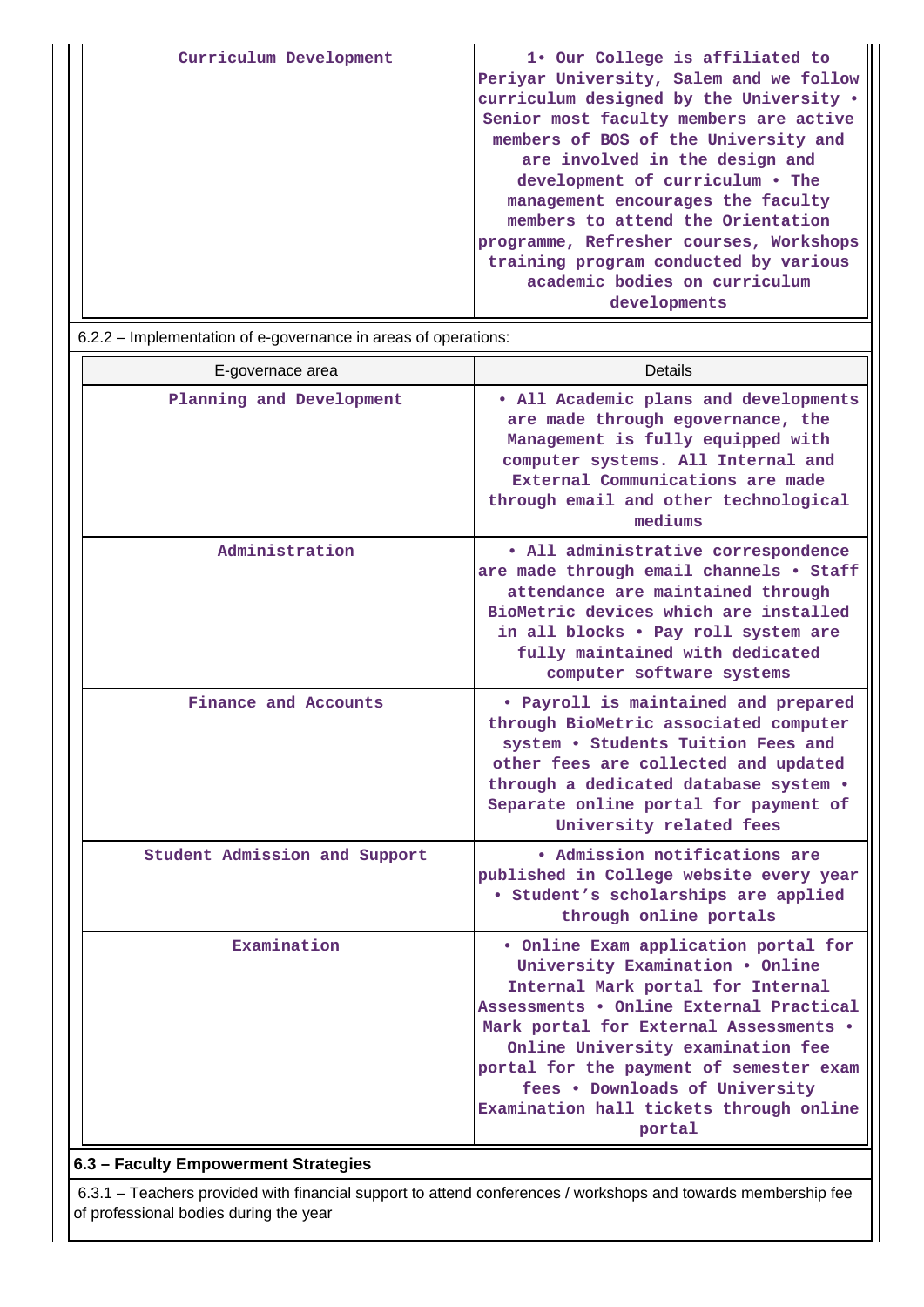| Curriculum Development | 1• Our College is affiliated to Periyar University, Salem and we follow curriculum designed by the University • Senior most faculty members are active members of BOS of the University and are involved in the design and development of curriculum • The management encourages the faculty members to attend the Orientation programme, Refresher courses, Workshops training program conducted by various academic bodies on curriculum developments |
|---|---|

6.2.2 – Implementation of e-governance in areas of operations:

| E-governace area | Details |
|---|---|
| Planning and Development | • All Academic plans and developments are made through egovernance, the Management is fully equipped with computer systems. All Internal and External Communications are made through email and other technological mediums |
| Administration | • All administrative correspondence are made through email channels • Staff attendance are maintained through BioMetric devices which are installed in all blocks • Pay roll system are fully maintained with dedicated computer software systems |
| Finance and Accounts | • Payroll is maintained and prepared through BioMetric associated computer system • Students Tuition Fees and other fees are collected and updated through a dedicated database system • Separate online portal for payment of University related fees |
| Student Admission and Support | • Admission notifications are published in College website every year • Student's scholarships are applied through online portals |
| Examination | • Online Exam application portal for University Examination • Online Internal Mark portal for Internal Assessments • Online External Practical Mark portal for External Assessments • Online University examination fee portal for the payment of semester exam fees • Downloads of University Examination hall tickets through online portal |

**6.3 – Faculty Empowerment Strategies**

6.3.1 – Teachers provided with financial support to attend conferences / workshops and towards membership fee of professional bodies during the year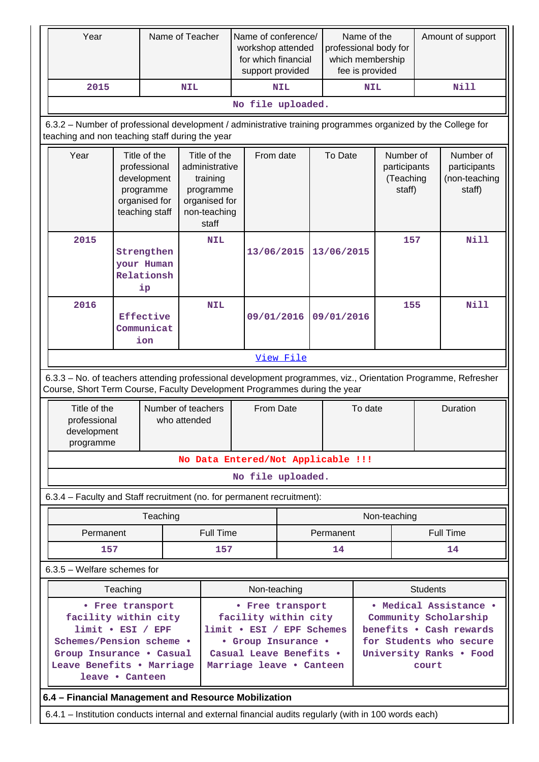| Year | Name of Teacher | Name of conference/ workshop attended for which financial support provided | Name of the professional body for which membership fee is provided | Amount of support |
|---|---|---|---|---|
| 2015 | NIL | NIL | NIL | Nill |
| No file uploaded. | | | | |

6.3.2 – Number of professional development / administrative training programmes organized by the College for teaching and non teaching staff during the year

| Year | Title of the professional development programme organised for teaching staff | Title of the administrative training programme organised for non-teaching staff | From date | To Date | Number of participants (Teaching staff) | Number of participants (non-teaching staff) |
|---|---|---|---|---|---|---|
| 2015 | Strengthen your Human Relationship | NIL | 13/06/2015 | 13/06/2015 | 157 | Nill |
| 2016 | Effective Communication | NIL | 09/01/2016 | 09/01/2016 | 155 | Nill |
| View File | | | | | | |

6.3.3 – No. of teachers attending professional development programmes, viz., Orientation Programme, Refresher Course, Short Term Course, Faculty Development Programmes during the year

| Title of the professional development programme | Number of teachers who attended | From Date | To date | Duration |
|---|---|---|---|---|
| No Data Entered/Not Applicable !!! | | | | |
| No file uploaded. | | | | |

6.3.4 – Faculty and Staff recruitment (no. for permanent recruitment):

| Teaching | | Non-teaching | |
|---|---|---|---|
| Permanent | Full Time | Permanent | Full Time |
| 157 | 157 | 14 | 14 |

6.3.5 – Welfare schemes for

| Teaching | Non-teaching | Students |
|---|---|---|
| • Free transport facility within city limit • ESI / EPF Schemes/Pension scheme • Group Insurance • Casual Leave Benefits • Marriage leave • Canteen | • Free transport facility within city limit • ESI / EPF Schemes • Group Insurance • Casual Leave Benefits • Marriage leave • Canteen | • Medical Assistance • Community Scholarship benefits • Cash rewards for Students who secure University Ranks • Food court |

**6.4 – Financial Management and Resource Mobilization**

6.4.1 – Institution conducts internal and external financial audits regularly (with in 100 words each)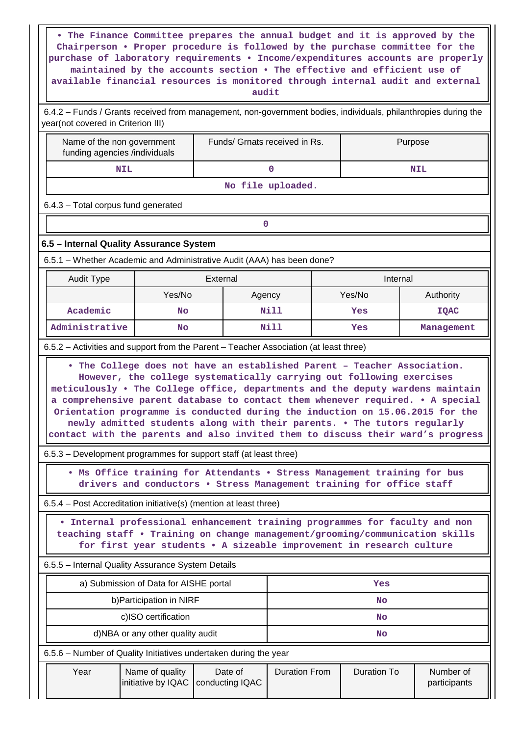• The Finance Committee prepares the annual budget and it is approved by the Chairperson • Proper procedure is followed by the purchase committee for the purchase of laboratory requirements • Income/expenditures accounts are properly maintained by the accounts section • The effective and efficient use of available financial resources is monitored through internal audit and external audit

6.4.2 – Funds / Grants received from management, non-government bodies, individuals, philanthropies during the year(not covered in Criterion III)

| Name of the non government funding agencies /individuals | Funds/ Grnats received in Rs. | Purpose |
|---|---|---|
| NIL | 0 | NIL |

No file uploaded.

6.4.3 – Total corpus fund generated

0

**6.5 – Internal Quality Assurance System**

6.5.1 – Whether Academic and Administrative Audit (AAA) has been done?

| Audit Type | External | | Internal | |
|---|---|---|---|---|
| | Yes/No | Agency | Yes/No | Authority |
| Academic | No | Nill | Yes | IQAC |
| Administrative | No | Nill | Yes | Management |

6.5.2 – Activities and support from the Parent – Teacher Association (at least three)

• The College does not have an established Parent – Teacher Association. However, the college systematically carrying out following exercises meticulously • The College office, departments and the deputy wardens maintain a comprehensive parent database to contact them whenever required. • A special Orientation programme is conducted during the induction on 15.06.2015 for the newly admitted students along with their parents. • The tutors regularly contact with the parents and also invited them to discuss their ward's progress

6.5.3 – Development programmes for support staff (at least three)

• Ms Office training for Attendants • Stress Management training for bus drivers and conductors • Stress Management training for office staff

6.5.4 – Post Accreditation initiative(s) (mention at least three)

• Internal professional enhancement training programmes for faculty and non teaching staff • Training on change management/grooming/communication skills for first year students • A sizeable improvement in research culture

6.5.5 – Internal Quality Assurance System Details

| | |
|---|---|
| a) Submission of Data for AISHE portal | Yes |
| b)Participation in NIRF | No |
| c)ISO certification | No |
| d)NBA or any other quality audit | No |

6.5.6 – Number of Quality Initiatives undertaken during the year

| Year | Name of quality initiative by IQAC | Date of conducting IQAC | Duration From | Duration To | Number of participants |
|---|---|---|---|---|---|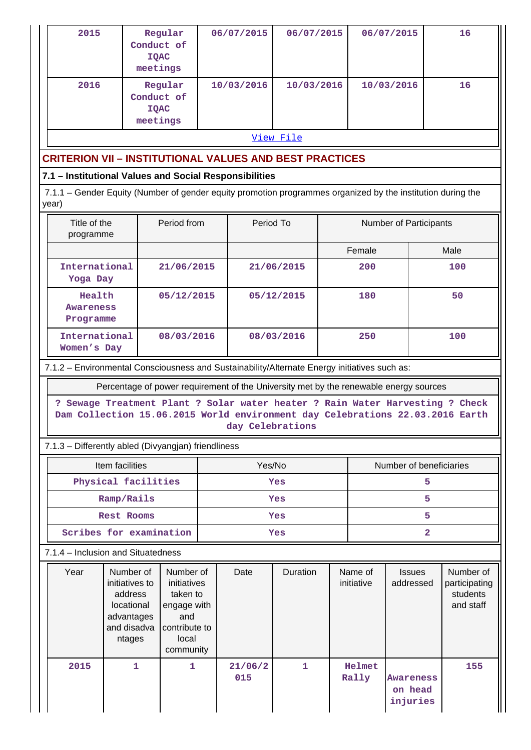| 2015 | Regular Conduct of IQAC meetings | 06/07/2015 | 06/07/2015 | 06/07/2015 | 16 |
|---|---|---|---|---|---|
| 2016 | Regular Conduct of IQAC meetings | 10/03/2016 | 10/03/2016 | 10/03/2016 | 16 |

View File

## CRITERION VII – INSTITUTIONAL VALUES AND BEST PRACTICES

### 7.1 – Institutional Values and Social Responsibilities

7.1.1 – Gender Equity (Number of gender equity promotion programmes organized by the institution during the year)

| Title of the programme | Period from | Period To | Number of Participants | |
|---|---|---|---|---|
| | | | Female | Male |
| International Yoga Day | 21/06/2015 | 21/06/2015 | 200 | 100 |
| Health Awareness Programme | 05/12/2015 | 05/12/2015 | 180 | 50 |
| International Women's Day | 08/03/2016 | 08/03/2016 | 250 | 100 |

7.1.2 – Environmental Consciousness and Sustainability/Alternate Energy initiatives such as:

| Percentage of power requirement of the University met by the renewable energy sources |
|---|
| ? Sewage Treatment Plant ? Solar water heater ? Rain Water Harvesting ? Check Dam Collection 15.06.2015 World environment day Celebrations 22.03.2016 Earth day Celebrations |

7.1.3 – Differently abled (Divyangjan) friendliness

| Item facilities | Yes/No | Number of beneficiaries |
|---|---|---|
| Physical facilities | Yes | 5 |
| Ramp/Rails | Yes | 5 |
| Rest Rooms | Yes | 5 |
| Scribes for examination | Yes | 2 |

7.1.4 – Inclusion and Situatedness

| Year | Number of initiatives to address locational advantages and disadvantages | Number of initiatives taken to engage with and contribute to local community | Date | Duration | Name of initiative | Issues addressed | Number of participating students and staff |
|---|---|---|---|---|---|---|---|
| 2015 | 1 | 1 | 21/06/2015 | 1 | Helmet Rally | Awareness on head injuries | 155 |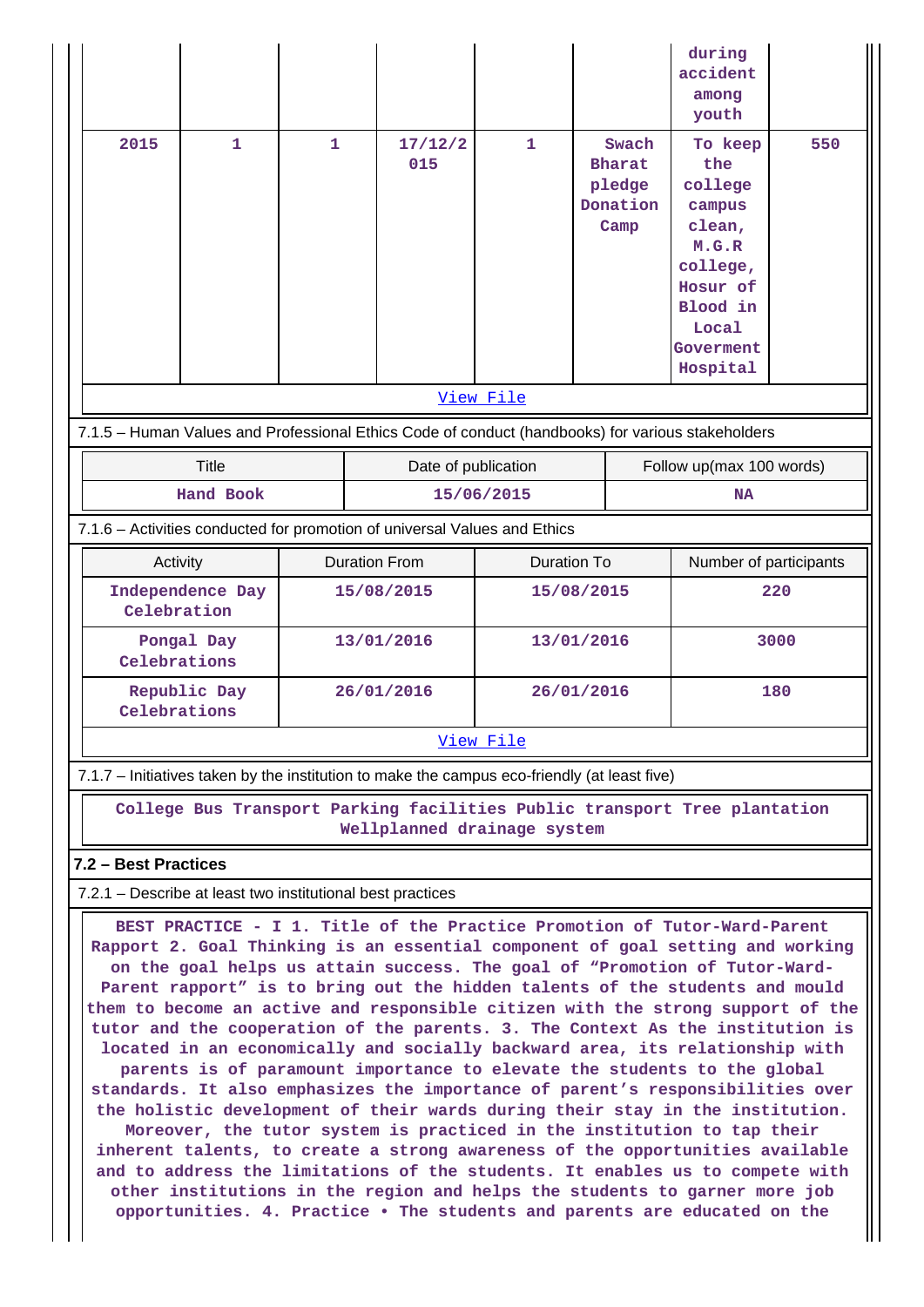|  |  |  |  |  |  | during accident among youth |  |
|---|---|---|---|---|---|---|---|
| 2015 | 1 | 1 | 17/12/2015 | 1 | Swach Bharat pledge Donation Camp | To keep the college campus clean, M.G.R college, Hosur of Blood in Local Goverment Hospital | 550 |

View File

7.1.5 – Human Values and Professional Ethics Code of conduct (handbooks) for various stakeholders

| Title | Date of publication | Follow up(max 100 words) |
|---|---|---|
| Hand Book | 15/06/2015 | NA |

7.1.6 – Activities conducted for promotion of universal Values and Ethics

| Activity | Duration From | Duration To | Number of participants |
|---|---|---|---|
| Independence Day Celebration | 15/08/2015 | 15/08/2015 | 220 |
| Pongal Day Celebrations | 13/01/2016 | 13/01/2016 | 3000 |
| Republic Day Celebrations | 26/01/2016 | 26/01/2016 | 180 |

View File

7.1.7 – Initiatives taken by the institution to make the campus eco-friendly (at least five)

College Bus Transport Parking facilities Public transport Tree plantation Wellplanned drainage system

**7.2 – Best Practices**

7.2.1 – Describe at least two institutional best practices

BEST PRACTICE - I 1. Title of the Practice Promotion of Tutor-Ward-Parent Rapport 2. Goal Thinking is an essential component of goal setting and working on the goal helps us attain success. The goal of "Promotion of Tutor-Ward-Parent rapport" is to bring out the hidden talents of the students and mould them to become an active and responsible citizen with the strong support of the tutor and the cooperation of the parents. 3. The Context As the institution is located in an economically and socially backward area, its relationship with parents is of paramount importance to elevate the students to the global standards. It also emphasizes the importance of parent's responsibilities over the holistic development of their wards during their stay in the institution. Moreover, the tutor system is practiced in the institution to tap their inherent talents, to create a strong awareness of the opportunities available and to address the limitations of the students. It enables us to compete with other institutions in the region and helps the students to garner more job opportunities. 4. Practice • The students and parents are educated on the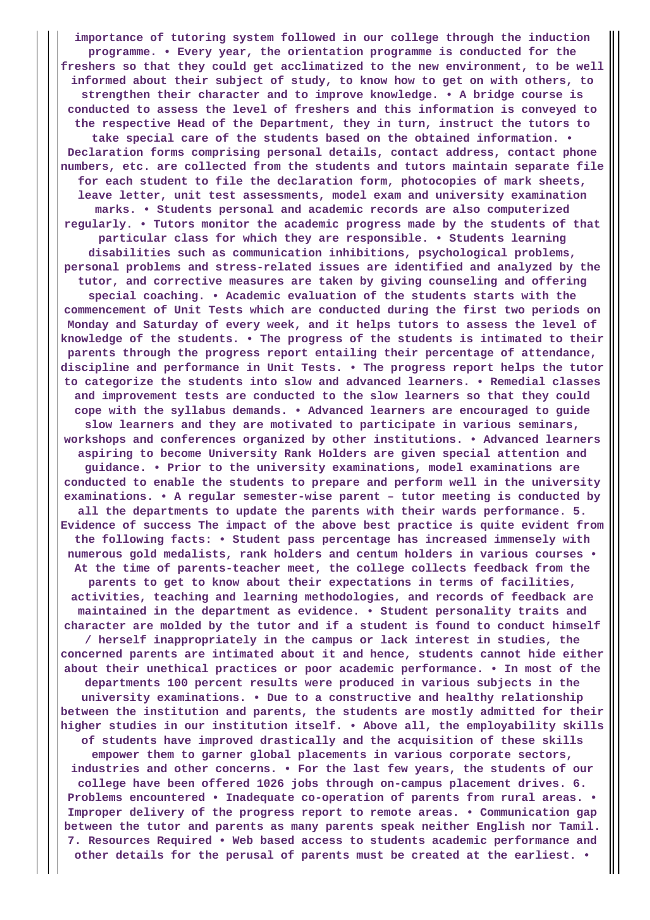**importance of tutoring system followed in our college through the induction programme. • Every year, the orientation programme is conducted for the freshers so that they could get acclimatized to the new environment, to be well informed about their subject of study, to know how to get on with others, to strengthen their character and to improve knowledge. • A bridge course is conducted to assess the level of freshers and this information is conveyed to the respective Head of the Department, they in turn, instruct the tutors to take special care of the students based on the obtained information. • Declaration forms comprising personal details, contact address, contact phone numbers, etc. are collected from the students and tutors maintain separate file for each student to file the declaration form, photocopies of mark sheets, leave letter, unit test assessments, model exam and university examination marks. • Students personal and academic records are also computerized regularly. • Tutors monitor the academic progress made by the students of that particular class for which they are responsible. • Students learning disabilities such as communication inhibitions, psychological problems, personal problems and stress-related issues are identified and analyzed by the tutor, and corrective measures are taken by giving counseling and offering special coaching. • Academic evaluation of the students starts with the commencement of Unit Tests which are conducted during the first two periods on Monday and Saturday of every week, and it helps tutors to assess the level of knowledge of the students. • The progress of the students is intimated to their parents through the progress report entailing their percentage of attendance, discipline and performance in Unit Tests. • The progress report helps the tutor to categorize the students into slow and advanced learners. • Remedial classes and improvement tests are conducted to the slow learners so that they could cope with the syllabus demands. • Advanced learners are encouraged to guide slow learners and they are motivated to participate in various seminars, workshops and conferences organized by other institutions. • Advanced learners aspiring to become University Rank Holders are given special attention and guidance. • Prior to the university examinations, model examinations are conducted to enable the students to prepare and perform well in the university examinations. • A regular semester-wise parent – tutor meeting is conducted by all the departments to update the parents with their wards performance. 5. Evidence of success The impact of the above best practice is quite evident from the following facts: • Student pass percentage has increased immensely with numerous gold medalists, rank holders and centum holders in various courses • At the time of parents-teacher meet, the college collects feedback from the parents to get to know about their expectations in terms of facilities, activities, teaching and learning methodologies, and records of feedback are maintained in the department as evidence. • Student personality traits and character are molded by the tutor and if a student is found to conduct himself / herself inappropriately in the campus or lack interest in studies, the concerned parents are intimated about it and hence, students cannot hide either about their unethical practices or poor academic performance. • In most of the departments 100 percent results were produced in various subjects in the university examinations. • Due to a constructive and healthy relationship between the institution and parents, the students are mostly admitted for their higher studies in our institution itself. • Above all, the employability skills of students have improved drastically and the acquisition of these skills empower them to garner global placements in various corporate sectors, industries and other concerns. • For the last few years, the students of our college have been offered 1026 jobs through on-campus placement drives. 6. Problems encountered • Inadequate co-operation of parents from rural areas. • Improper delivery of the progress report to remote areas. • Communication gap between the tutor and parents as many parents speak neither English nor Tamil. 7. Resources Required • Web based access to students academic performance and other details for the perusal of parents must be created at the earliest. •**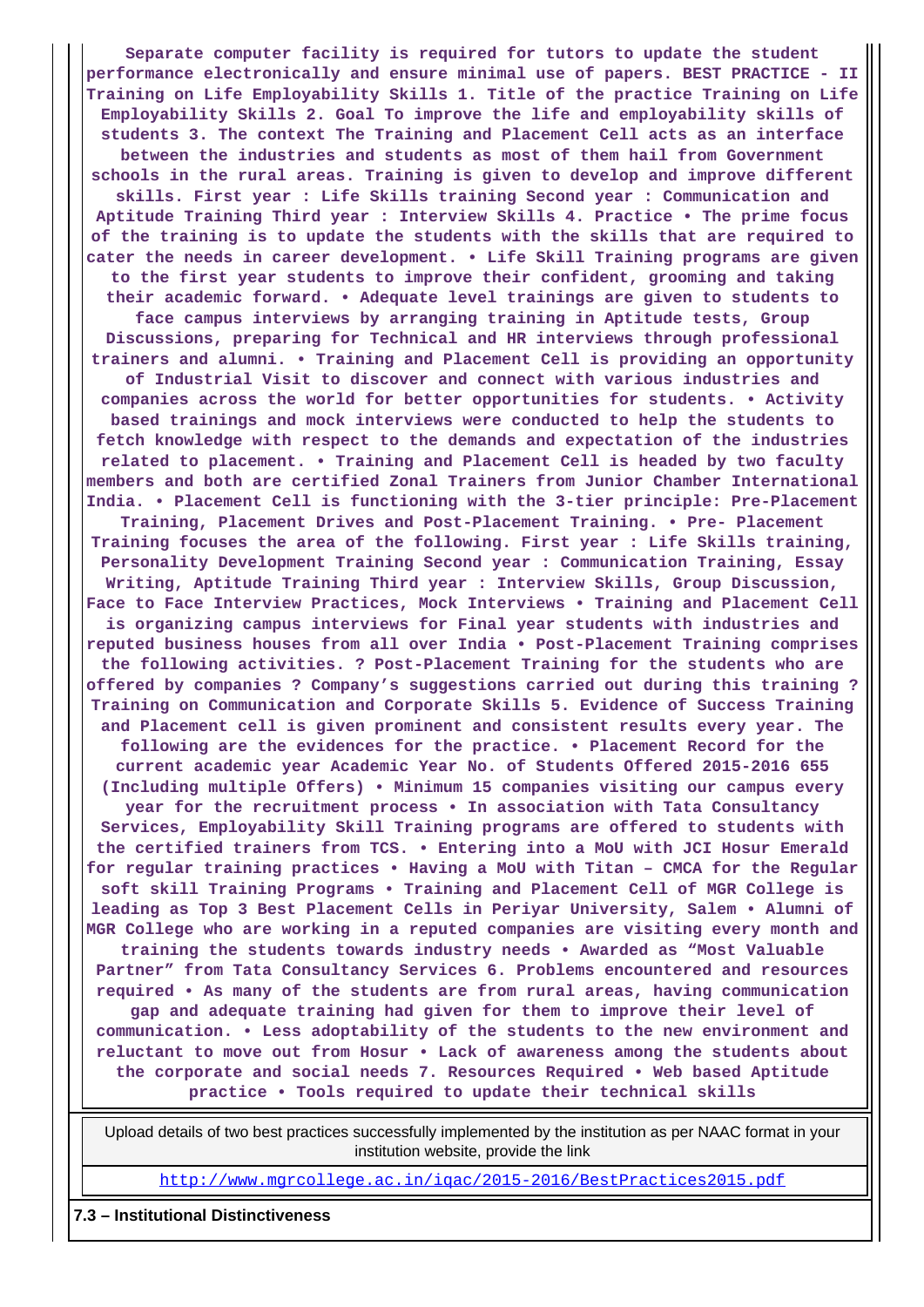Separate computer facility is required for tutors to update the student performance electronically and ensure minimal use of papers. BEST PRACTICE - II Training on Life Employability Skills 1. Title of the practice Training on Life Employability Skills 2. Goal To improve the life and employability skills of students 3. The context The Training and Placement Cell acts as an interface between the industries and students as most of them hail from Government schools in the rural areas. Training is given to develop and improve different skills. First year : Life Skills training Second year : Communication and Aptitude Training Third year : Interview Skills 4. Practice • The prime focus of the training is to update the students with the skills that are required to cater the needs in career development. • Life Skill Training programs are given to the first year students to improve their confident, grooming and taking their academic forward. • Adequate level trainings are given to students to face campus interviews by arranging training in Aptitude tests, Group Discussions, preparing for Technical and HR interviews through professional trainers and alumni. • Training and Placement Cell is providing an opportunity of Industrial Visit to discover and connect with various industries and companies across the world for better opportunities for students. • Activity based trainings and mock interviews were conducted to help the students to fetch knowledge with respect to the demands and expectation of the industries related to placement. • Training and Placement Cell is headed by two faculty members and both are certified Zonal Trainers from Junior Chamber International India. • Placement Cell is functioning with the 3-tier principle: Pre-Placement Training, Placement Drives and Post-Placement Training. • Pre- Placement Training focuses the area of the following. First year : Life Skills training, Personality Development Training Second year : Communication Training, Essay Writing, Aptitude Training Third year : Interview Skills, Group Discussion, Face to Face Interview Practices, Mock Interviews • Training and Placement Cell is organizing campus interviews for Final year students with industries and reputed business houses from all over India • Post-Placement Training comprises the following activities. ? Post-Placement Training for the students who are offered by companies ? Company's suggestions carried out during this training ? Training on Communication and Corporate Skills 5. Evidence of Success Training and Placement cell is given prominent and consistent results every year. The following are the evidences for the practice. • Placement Record for the current academic year Academic Year No. of Students Offered 2015-2016 655 (Including multiple Offers) • Minimum 15 companies visiting our campus every year for the recruitment process • In association with Tata Consultancy Services, Employability Skill Training programs are offered to students with the certified trainers from TCS. • Entering into a MoU with JCI Hosur Emerald for regular training practices • Having a MoU with Titan – CMCA for the Regular soft skill Training Programs • Training and Placement Cell of MGR College is leading as Top 3 Best Placement Cells in Periyar University, Salem • Alumni of MGR College who are working in a reputed companies are visiting every month and training the students towards industry needs • Awarded as "Most Valuable Partner" from Tata Consultancy Services 6. Problems encountered and resources required • As many of the students are from rural areas, having communication gap and adequate training had given for them to improve their level of communication. • Less adoptability of the students to the new environment and reluctant to move out from Hosur • Lack of awareness among the students about the corporate and social needs 7. Resources Required • Web based Aptitude practice • Tools required to update their technical skills

| Upload details of two best practices successfully implemented by the institution as per NAAC format in your institution website, provide the link |
|---|
| http://www.mgrcollege.ac.in/iqac/2015-2016/BestPractices2015.pdf |

**7.3 – Institutional Distinctiveness**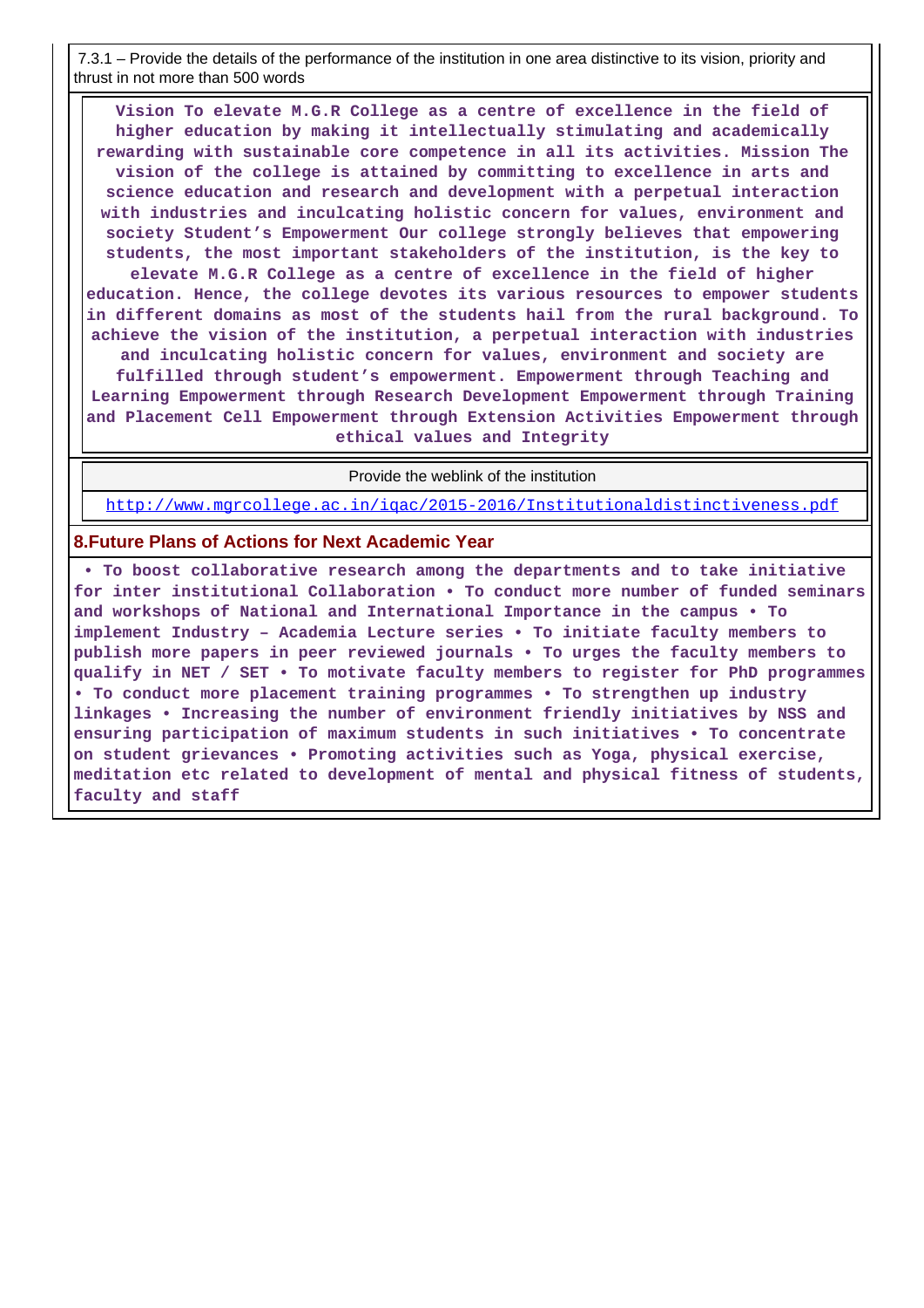7.3.1 – Provide the details of the performance of the institution in one area distinctive to its vision, priority and thrust in not more than 500 words

**Vision To elevate M.G.R College as a centre of excellence in the field of higher education by making it intellectually stimulating and academically rewarding with sustainable core competence in all its activities. Mission The vision of the college is attained by committing to excellence in arts and science education and research and development with a perpetual interaction with industries and inculcating holistic concern for values, environment and society Student's Empowerment Our college strongly believes that empowering students, the most important stakeholders of the institution, is the key to elevate M.G.R College as a centre of excellence in the field of higher education. Hence, the college devotes its various resources to empower students in different domains as most of the students hail from the rural background. To achieve the vision of the institution, a perpetual interaction with industries and inculcating holistic concern for values, environment and society are fulfilled through student's empowerment. Empowerment through Teaching and Learning Empowerment through Research Development Empowerment through Training and Placement Cell Empowerment through Extension Activities Empowerment through ethical values and Integrity**

| Provide the weblink of the institution |
|---|
| http://www.mgrcollege.ac.in/iqac/2015-2016/Institutionaldistinctiveness.pdf |

## 8.Future Plans of Actions for Next Academic Year

**• To boost collaborative research among the departments and to take initiative for inter institutional Collaboration • To conduct more number of funded seminars and workshops of National and International Importance in the campus • To implement Industry – Academia Lecture series • To initiate faculty members to publish more papers in peer reviewed journals • To urges the faculty members to qualify in NET / SET • To motivate faculty members to register for PhD programmes • To conduct more placement training programmes • To strengthen up industry linkages • Increasing the number of environment friendly initiatives by NSS and ensuring participation of maximum students in such initiatives • To concentrate on student grievances • Promoting activities such as Yoga, physical exercise, meditation etc related to development of mental and physical fitness of students, faculty and staff**